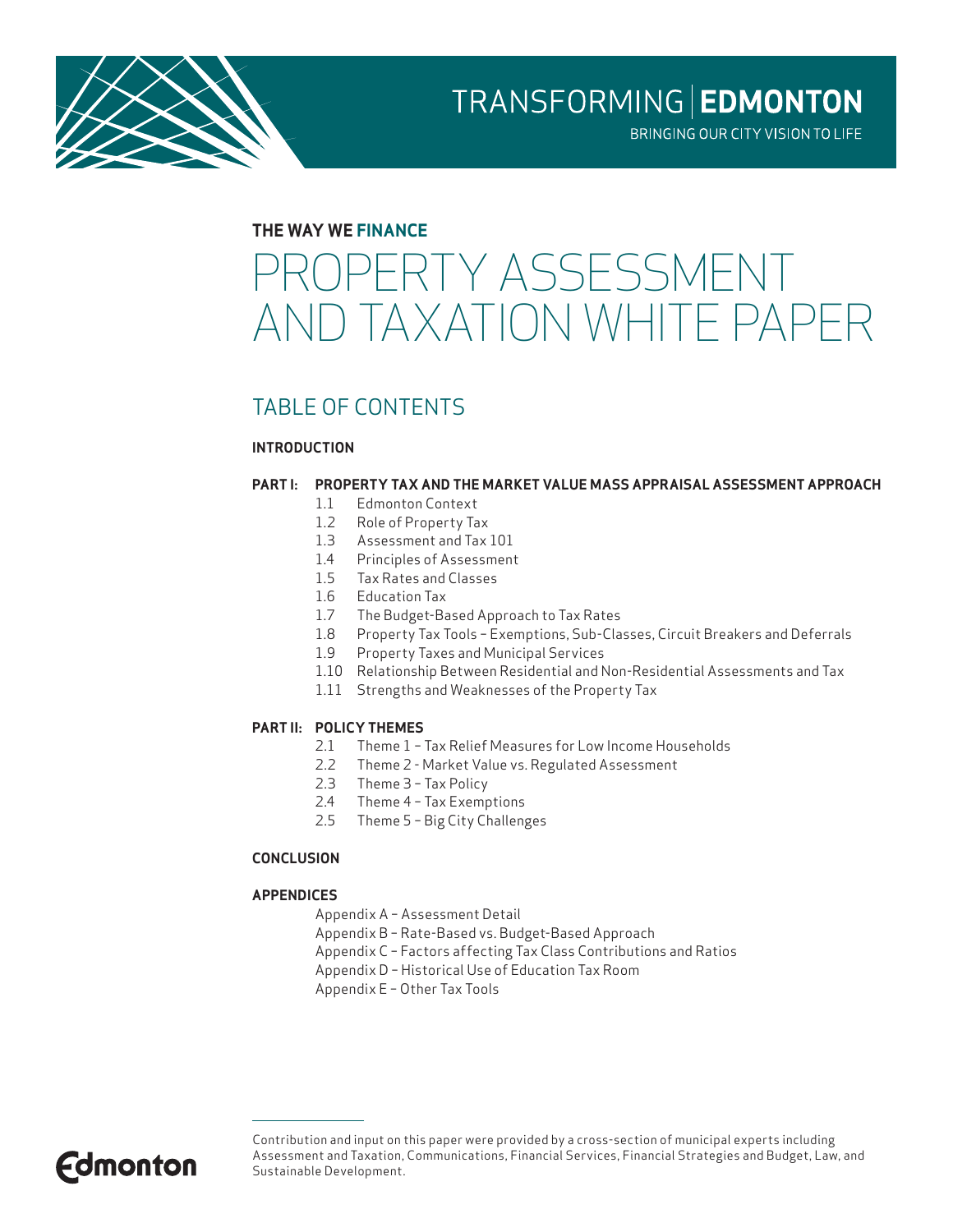TRANSFORMING | **EDMONTON**

BRINGING OUR CITY VISION TO LIFE

**THE WAY WE FINANCE**

# PROPERTY ASSESSMENT AND TAXATION WHITE PAPER

## TABLE OF CONTENTS

**INTRODUCTION**

**PART I: PROPERTY TAX AND THE MARKET VALUE MASS APPRAISAL ASSESSMENT APPROACH**

- 1.1 Edmonton Context
- 1.2 Role of Property Tax
- 1.3 Assessment and Tax 101
- 1.4 Principles of Assessment
- 1.5 Tax Rates and Classes
- 1.6 Education Tax
- 1.7 The Budget-Based Approach to Tax Rates
- 1.8 Property Tax Tools – Exemptions, Sub-Classes, Circuit Breakers and Deferrals
- 1.9 Property Taxes and Municipal Services
- 1.10 Relationship Between Residential and Non-Residential Assessments and Tax
- 1.11 Strengths and Weaknesses of the Property Tax

**PART II: POLICY THEMES**

- 2.1 Theme 1 – Tax Relief Measures for Low Income Households
- 2.2 Theme 2 - Market Value vs. Regulated Assessment
- 2.3 Theme 3 – Tax Policy
- 2.4 Theme 4 – Tax Exemptions
- 2.5 Theme 5 – Big City Challenges

**CONCLUSION**

**APPENDICES**

- Appendix A – Assessment Detail
- Appendix B – Rate-Based vs. Budget-Based Approach
- Appendix C – Factors affecting Tax Class Contributions and Ratios
- Appendix D – Historical Use of Education Tax Room
- Appendix E – Other Tax Tools

Contribution and input on this paper were provided by a cross-section of municipal experts including Assessment and Taxation, Communications, Financial Services, Financial Strategies and Budget, Law, and Sustainable Development.

Edmonton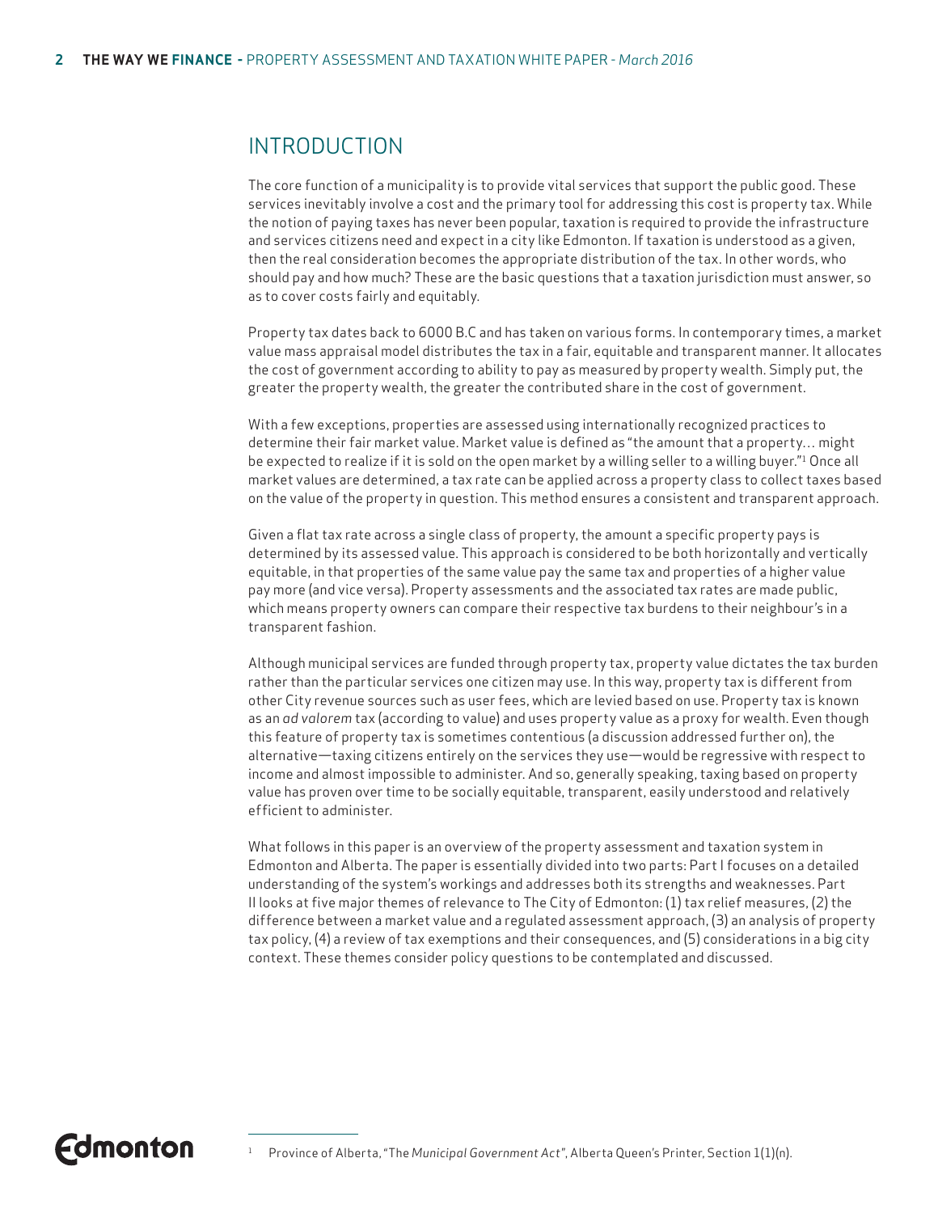## INTRODUCTION

The core function of a municipality is to provide vital services that support the public good. These services inevitably involve a cost and the primary tool for addressing this cost is property tax. While the notion of paying taxes has never been popular, taxation is required to provide the infrastructure and services citizens need and expect in a city like Edmonton. If taxation is understood as a given, then the real consideration becomes the appropriate distribution of the tax. In other words, who should pay and how much? These are the basic questions that a taxation jurisdiction must answer, so as to cover costs fairly and equitably.

Property tax dates back to 6000 B.C and has taken on various forms. In contemporary times, a market value mass appraisal model distributes the tax in a fair, equitable and transparent manner. It allocates the cost of government according to ability to pay as measured by property wealth. Simply put, the greater the property wealth, the greater the contributed share in the cost of government.

With a few exceptions, properties are assessed using internationally recognized practices to determine their fair market value. Market value is defined as "the amount that a property… might be expected to realize if it is sold on the open market by a willing seller to a willing buyer."[1] Once all market values are determined, a tax rate can be applied across a property class to collect taxes based on the value of the property in question. This method ensures a consistent and transparent approach.

Given a flat tax rate across a single class of property, the amount a specific property pays is determined by its assessed value. This approach is considered to be both horizontally and vertically equitable, in that properties of the same value pay the same tax and properties of a higher value pay more (and vice versa). Property assessments and the associated tax rates are made public, which means property owners can compare their respective tax burdens to their neighbour's in a transparent fashion.

Although municipal services are funded through property tax, property value dictates the tax burden rather than the particular services one citizen may use. In this way, property tax is different from other City revenue sources such as user fees, which are levied based on use. Property tax is known as an *ad valorem* tax (according to value) and uses property value as a proxy for wealth. Even though this feature of property tax is sometimes contentious (a discussion addressed further on), the alternative—taxing citizens entirely on the services they use—would be regressive with respect to income and almost impossible to administer. And so, generally speaking, taxing based on property value has proven over time to be socially equitable, transparent, easily understood and relatively efficient to administer.

What follows in this paper is an overview of the property assessment and taxation system in Edmonton and Alberta. The paper is essentially divided into two parts: Part I focuses on a detailed understanding of the system's workings and addresses both its strengths and weaknesses. Part II looks at five major themes of relevance to The City of Edmonton: (1) tax relief measures, (2) the difference between a market value and a regulated assessment approach, (3) an analysis of property tax policy, (4) a review of tax exemptions and their consequences, and (5) considerations in a big city context. These themes consider policy questions to be contemplated and discussed.

[1] Province of Alberta, "The *Municipal Government Act*", Alberta Queen's Printer, Section 1(1)(n).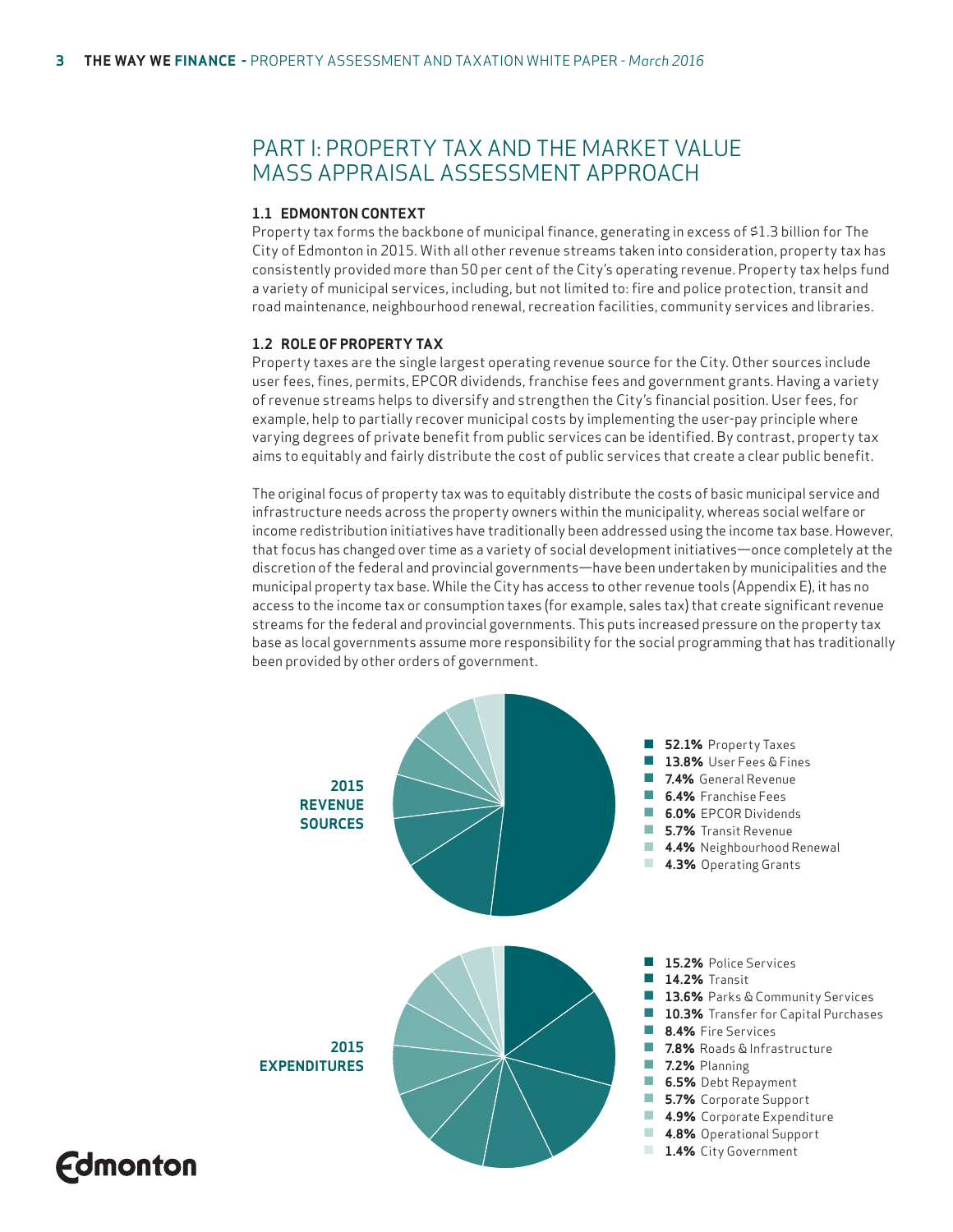# PART I: PROPERTY TAX AND THE MARKET VALUE MASS APPRAISAL ASSESSMENT APPROACH

### 1.1 EDMONTON CONTEXT

Property tax forms the backbone of municipal finance, generating in excess of $1.3 billion for The City of Edmonton in 2015. With all other revenue streams taken into consideration, property tax has consistently provided more than 50 per cent of the City's operating revenue. Property tax helps fund a variety of municipal services, including, but not limited to: fire and police protection, transit and road maintenance, neighbourhood renewal, recreation facilities, community services and libraries.

### 1.2 ROLE OF PROPERTY TAX

Property taxes are the single largest operating revenue source for the City. Other sources include user fees, fines, permits, EPCOR dividends, franchise fees and government grants. Having a variety of revenue streams helps to diversify and strengthen the City's financial position. User fees, for example, help to partially recover municipal costs by implementing the user-pay principle where varying degrees of private benefit from public services can be identified. By contrast, property tax aims to equitably and fairly distribute the cost of public services that create a clear public benefit.

The original focus of property tax was to equitably distribute the costs of basic municipal service and infrastructure needs across the property owners within the municipality, whereas social welfare or income redistribution initiatives have traditionally been addressed using the income tax base. However, that focus has changed over time as a variety of social development initiatives—once completely at the discretion of the federal and provincial governments—have been undertaken by municipalities and the municipal property tax base. While the City has access to other revenue tools (Appendix E), it has no access to the income tax or consumption taxes (for example, sales tax) that create significant revenue streams for the federal and provincial governments. This puts increased pressure on the property tax base as local governments assume more responsibility for the social programming that has traditionally been provided by other orders of government.

**2015 REVENUE SOURCES**

- **52.1%** Property Taxes
- **13.8%** User Fees & Fines
- **7.4%** General Revenue
- **6.4%** Franchise Fees
- **6.0%** EPCOR Dividends
- **5.7%** Transit Revenue
- **4.4%** Neighbourhood Renewal
- **4.3%** Operating Grants

**2015 EXPENDITURES**

- **15.2%** Police Services
- **14.2%** Transit
- **13.6%** Parks & Community Services
- **10.3%** Transfer for Capital Purchases
- **8.4%** Fire Services
- **7.8%** Roads & Infrastructure
- **7.2%** Planning
- **6.5%** Debt Repayment
- **5.7%** Corporate Support
- **4.9%** Corporate Expenditure
- **4.8%** Operational Support
- **1.4%** City Government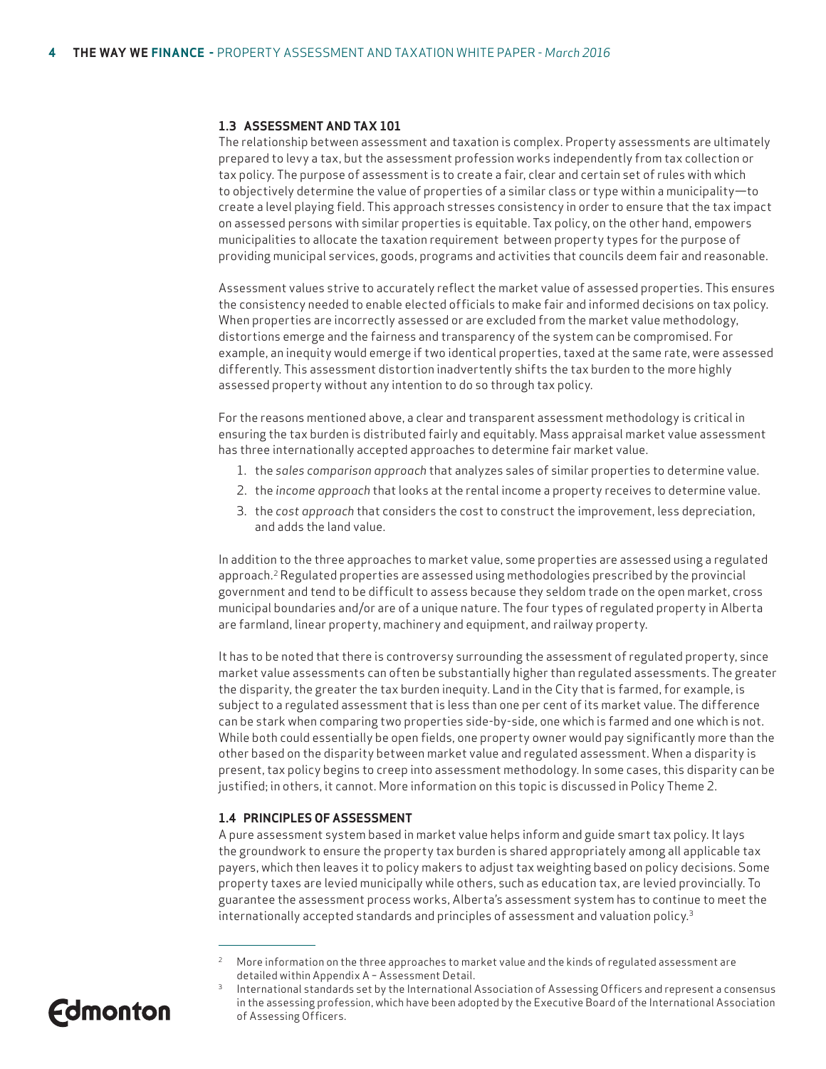### 1.3 ASSESSMENT AND TAX 101

The relationship between assessment and taxation is complex. Property assessments are ultimately prepared to levy a tax, but the assessment profession works independently from tax collection or tax policy. The purpose of assessment is to create a fair, clear and certain set of rules with which to objectively determine the value of properties of a similar class or type within a municipality—to create a level playing field. This approach stresses consistency in order to ensure that the tax impact on assessed persons with similar properties is equitable. Tax policy, on the other hand, empowers municipalities to allocate the taxation requirement between property types for the purpose of providing municipal services, goods, programs and activities that councils deem fair and reasonable.

Assessment values strive to accurately reflect the market value of assessed properties. This ensures the consistency needed to enable elected officials to make fair and informed decisions on tax policy. When properties are incorrectly assessed or are excluded from the market value methodology, distortions emerge and the fairness and transparency of the system can be compromised. For example, an inequity would emerge if two identical properties, taxed at the same rate, were assessed differently. This assessment distortion inadvertently shifts the tax burden to the more highly assessed property without any intention to do so through tax policy.

For the reasons mentioned above, a clear and transparent assessment methodology is critical in ensuring the tax burden is distributed fairly and equitably. Mass appraisal market value assessment has three internationally accepted approaches to determine fair market value.

1. the *sales comparison approach* that analyzes sales of similar properties to determine value.
2. the *income approach* that looks at the rental income a property receives to determine value.
3. the *cost approach* that considers the cost to construct the improvement, less depreciation, and adds the land value.

In addition to the three approaches to market value, some properties are assessed using a regulated approach.[2] Regulated properties are assessed using methodologies prescribed by the provincial government and tend to be difficult to assess because they seldom trade on the open market, cross municipal boundaries and/or are of a unique nature. The four types of regulated property in Alberta are farmland, linear property, machinery and equipment, and railway property.

It has to be noted that there is controversy surrounding the assessment of regulated property, since market value assessments can often be substantially higher than regulated assessments. The greater the disparity, the greater the tax burden inequity. Land in the City that is farmed, for example, is subject to a regulated assessment that is less than one per cent of its market value. The difference can be stark when comparing two properties side-by-side, one which is farmed and one which is not. While both could essentially be open fields, one property owner would pay significantly more than the other based on the disparity between market value and regulated assessment. When a disparity is present, tax policy begins to creep into assessment methodology. In some cases, this disparity can be justified; in others, it cannot. More information on this topic is discussed in Policy Theme 2.

### 1.4 PRINCIPLES OF ASSESSMENT

A pure assessment system based in market value helps inform and guide smart tax policy. It lays the groundwork to ensure the property tax burden is shared appropriately among all applicable tax payers, which then leaves it to policy makers to adjust tax weighting based on policy decisions. Some property taxes are levied municipally while others, such as education tax, are levied provincially. To guarantee the assessment process works, Alberta's assessment system has to continue to meet the internationally accepted standards and principles of assessment and valuation policy.[3]

---

[2] More information on the three approaches to market value and the kinds of regulated assessment are detailed within Appendix A – Assessment Detail.

[3] International standards set by the International Association of Assessing Officers and represent a consensus in the assessing profession, which have been adopted by the Executive Board of the International Association of Assessing Officers.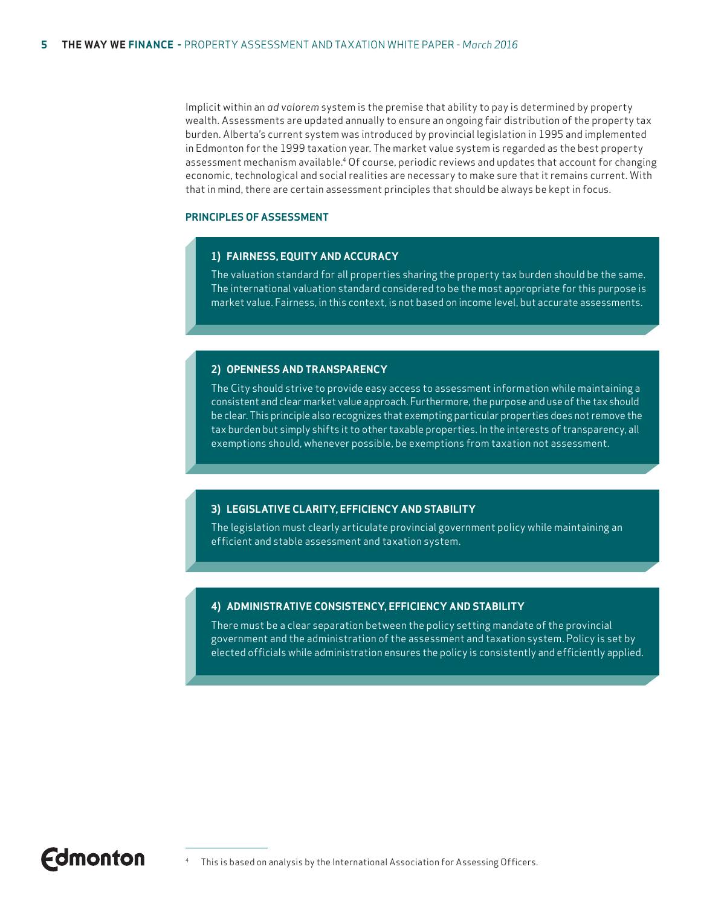Implicit within an *ad valorem* system is the premise that ability to pay is determined by property wealth. Assessments are updated annually to ensure an ongoing fair distribution of the property tax burden. Alberta's current system was introduced by provincial legislation in 1995 and implemented in Edmonton for the 1999 taxation year. The market value system is regarded as the best property assessment mechanism available.[4] Of course, periodic reviews and updates that account for changing economic, technological and social realities are necessary to make sure that it remains current. With that in mind, there are certain assessment principles that should be always be kept in focus.

## PRINCIPLES OF ASSESSMENT

### 1) FAIRNESS, EQUITY AND ACCURACY

The valuation standard for all properties sharing the property tax burden should be the same. The international valuation standard considered to be the most appropriate for this purpose is market value. Fairness, in this context, is not based on income level, but accurate assessments.

### 2) OPENNESS AND TRANSPARENCY

The City should strive to provide easy access to assessment information while maintaining a consistent and clear market value approach. Furthermore, the purpose and use of the tax should be clear. This principle also recognizes that exempting particular properties does not remove the tax burden but simply shifts it to other taxable properties. In the interests of transparency, all exemptions should, whenever possible, be exemptions from taxation not assessment.

### 3) LEGISLATIVE CLARITY, EFFICIENCY AND STABILITY

The legislation must clearly articulate provincial government policy while maintaining an efficient and stable assessment and taxation system.

### 4) ADMINISTRATIVE CONSISTENCY, EFFICIENCY AND STABILITY

There must be a clear separation between the policy setting mandate of the provincial government and the administration of the assessment and taxation system. Policy is set by elected officials while administration ensures the policy is consistently and efficiently applied.

[4] This is based on analysis by the International Association for Assessing Officers.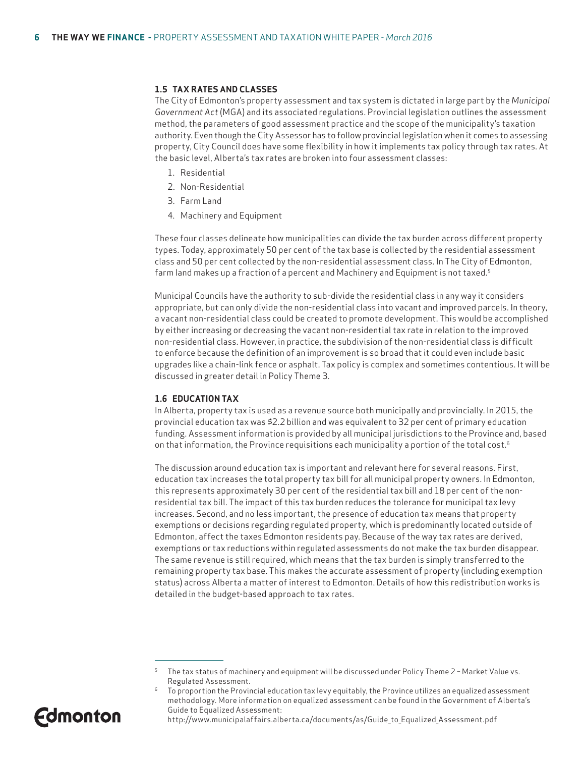### 1.5 TAX RATES AND CLASSES

The City of Edmonton's property assessment and tax system is dictated in large part by the *Municipal Government Act* (MGA) and its associated regulations. Provincial legislation outlines the assessment method, the parameters of good assessment practice and the scope of the municipality's taxation authority. Even though the City Assessor has to follow provincial legislation when it comes to assessing property, City Council does have some flexibility in how it implements tax policy through tax rates. At the basic level, Alberta's tax rates are broken into four assessment classes:

1. Residential
2. Non-Residential
3. Farm Land
4. Machinery and Equipment

These four classes delineate how municipalities can divide the tax burden across different property types. Today, approximately 50 per cent of the tax base is collected by the residential assessment class and 50 per cent collected by the non-residential assessment class. In The City of Edmonton, farm land makes up a fraction of a percent and Machinery and Equipment is not taxed.[5]

Municipal Councils have the authority to sub-divide the residential class in any way it considers appropriate, but can only divide the non-residential class into vacant and improved parcels. In theory, a vacant non-residential class could be created to promote development. This would be accomplished by either increasing or decreasing the vacant non-residential tax rate in relation to the improved non-residential class. However, in practice, the subdivision of the non-residential class is difficult to enforce because the definition of an improvement is so broad that it could even include basic upgrades like a chain-link fence or asphalt. Tax policy is complex and sometimes contentious. It will be discussed in greater detail in Policy Theme 3.

### 1.6 EDUCATION TAX

In Alberta, property tax is used as a revenue source both municipally and provincially. In 2015, the provincial education tax was $2.2 billion and was equivalent to 32 per cent of primary education funding. Assessment information is provided by all municipal jurisdictions to the Province and, based on that information, the Province requisitions each municipality a portion of the total cost.[6]

The discussion around education tax is important and relevant here for several reasons. First, education tax increases the total property tax bill for all municipal property owners. In Edmonton, this represents approximately 30 per cent of the residential tax bill and 18 per cent of the non-residential tax bill. The impact of this tax burden reduces the tolerance for municipal tax levy increases. Second, and no less important, the presence of education tax means that property exemptions or decisions regarding regulated property, which is predominantly located outside of Edmonton, affect the taxes Edmonton residents pay. Because of the way tax rates are derived, exemptions or tax reductions within regulated assessments do not make the tax burden disappear. The same revenue is still required, which means that the tax burden is simply transferred to the remaining property tax base. This makes the accurate assessment of property (including exemption status) across Alberta a matter of interest to Edmonton. Details of how this redistribution works is detailed in the budget-based approach to tax rates.

---

[5] The tax status of machinery and equipment will be discussed under Policy Theme 2 – Market Value vs. Regulated Assessment.

[6] To proportion the Provincial education tax levy equitably, the Province utilizes an equalized assessment methodology. More information on equalized assessment can be found in the Government of Alberta's Guide to Equalized Assessment: http://www.municipalaffairs.alberta.ca/documents/as/Guide_to_Equalized_Assessment.pdf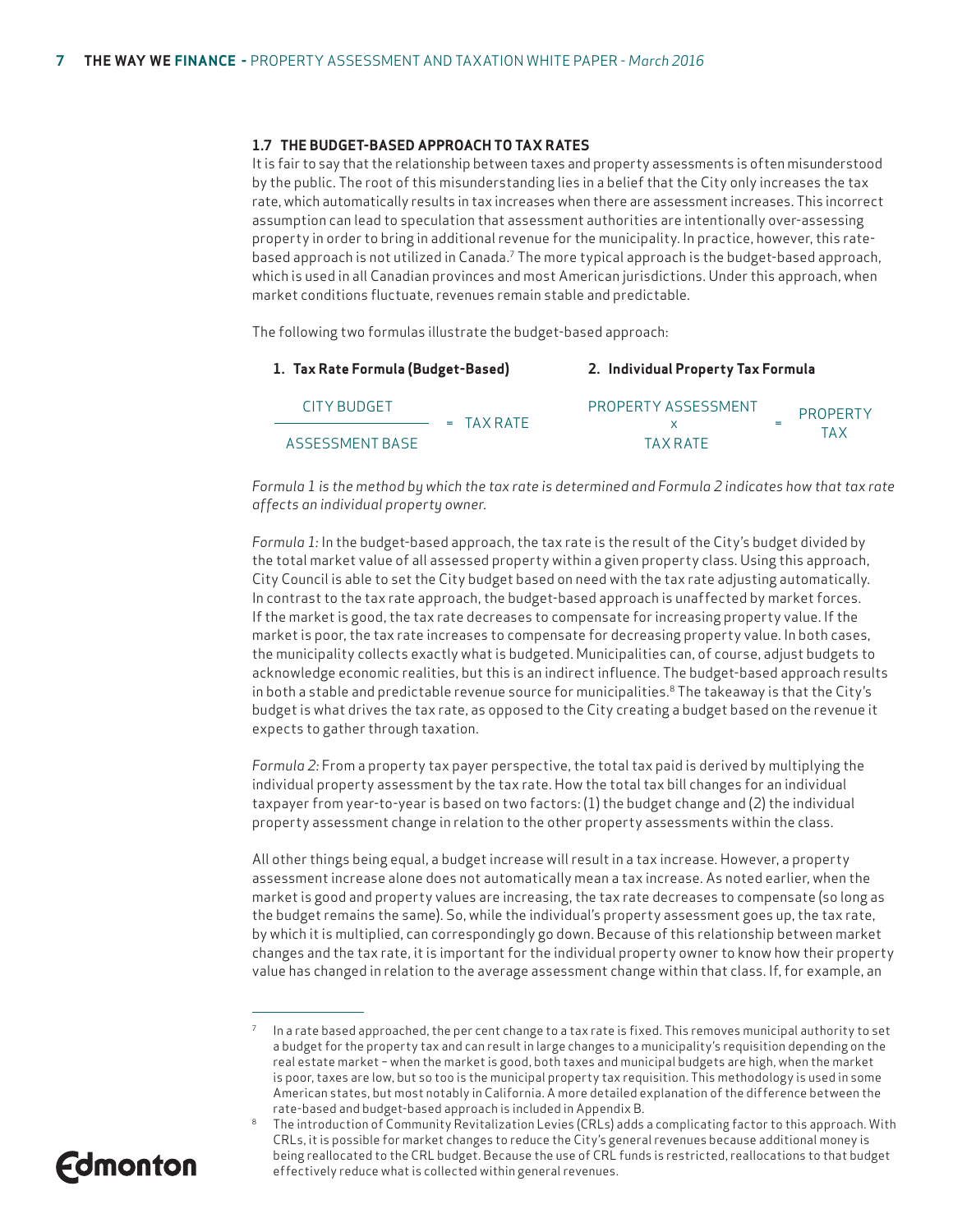### 1.7 THE BUDGET-BASED APPROACH TO TAX RATES

It is fair to say that the relationship between taxes and property assessments is often misunderstood by the public. The root of this misunderstanding lies in a belief that the City only increases the tax rate, which automatically results in tax increases when there are assessment increases. This incorrect assumption can lead to speculation that assessment authorities are intentionally over-assessing property in order to bring in additional revenue for the municipality. In practice, however, this rate-based approach is not utilized in Canada.[7] The more typical approach is the budget-based approach, which is used in all Canadian provinces and most American jurisdictions. Under this approach, when market conditions fluctuate, revenues remain stable and predictable.

The following two formulas illustrate the budget-based approach:

**1. Tax Rate Formula (Budget-Based)**

$$\frac{\text{CITY BUDGET}}{\text{ASSESSMENT BASE}} = \text{TAX RATE}$$

**2. Individual Property Tax Formula**

$$\text{PROPERTY ASSESSMENT} \times \text{TAX RATE} = \text{PROPERTY TAX}$$

*Formula 1 is the method by which the tax rate is determined and Formula 2 indicates how that tax rate affects an individual property owner.*

*Formula 1:* In the budget-based approach, the tax rate is the result of the City's budget divided by the total market value of all assessed property within a given property class. Using this approach, City Council is able to set the City budget based on need with the tax rate adjusting automatically. In contrast to the tax rate approach, the budget-based approach is unaffected by market forces. If the market is good, the tax rate decreases to compensate for increasing property value. If the market is poor, the tax rate increases to compensate for decreasing property value. In both cases, the municipality collects exactly what is budgeted. Municipalities can, of course, adjust budgets to acknowledge economic realities, but this is an indirect influence. The budget-based approach results in both a stable and predictable revenue source for municipalities.[8] The takeaway is that the City's budget is what drives the tax rate, as opposed to the City creating a budget based on the revenue it expects to gather through taxation.

*Formula 2:* From a property tax payer perspective, the total tax paid is derived by multiplying the individual property assessment by the tax rate. How the total tax bill changes for an individual taxpayer from year-to-year is based on two factors: (1) the budget change and (2) the individual property assessment change in relation to the other property assessments within the class.

All other things being equal, a budget increase will result in a tax increase. However, a property assessment increase alone does not automatically mean a tax increase. As noted earlier, when the market is good and property values are increasing, the tax rate decreases to compensate (so long as the budget remains the same). So, while the individual's property assessment goes up, the tax rate, by which it is multiplied, can correspondingly go down. Because of this relationship between market changes and the tax rate, it is important for the individual property owner to know how their property value has changed in relation to the average assessment change within that class. If, for example, an

---

[7] In a rate based approached, the per cent change to a tax rate is fixed. This removes municipal authority to set a budget for the property tax and can result in large changes to a municipality's requisition depending on the real estate market – when the market is good, both taxes and municipal budgets are high, when the market is poor, taxes are low, but so too is the municipal property tax requisition. This methodology is used in some American states, but most notably in California. A more detailed explanation of the difference between the rate-based and budget-based approach is included in Appendix B.

[8] The introduction of Community Revitalization Levies (CRLs) adds a complicating factor to this approach. With CRLs, it is possible for market changes to reduce the City's general revenues because additional money is being reallocated to the CRL budget. Because the use of CRL funds is restricted, reallocations to that budget effectively reduce what is collected within general revenues.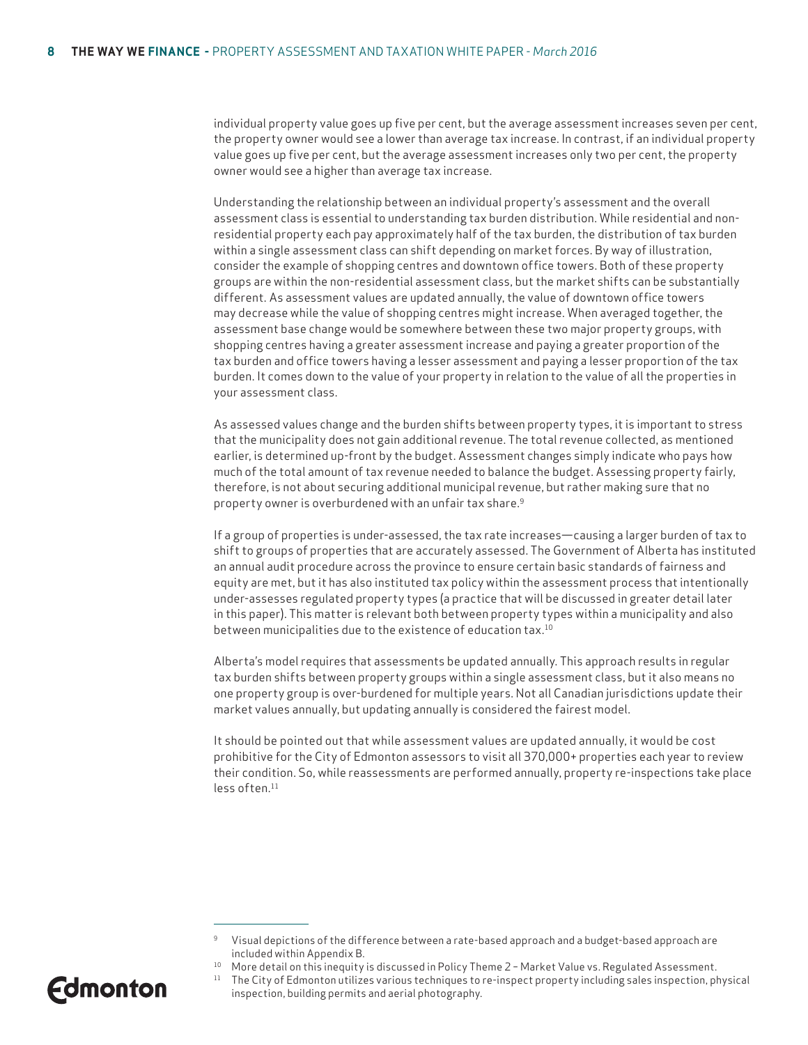individual property value goes up five per cent, but the average assessment increases seven per cent, the property owner would see a lower than average tax increase. In contrast, if an individual property value goes up five per cent, but the average assessment increases only two per cent, the property owner would see a higher than average tax increase.

Understanding the relationship between an individual property's assessment and the overall assessment class is essential to understanding tax burden distribution. While residential and non-residential property each pay approximately half of the tax burden, the distribution of tax burden within a single assessment class can shift depending on market forces. By way of illustration, consider the example of shopping centres and downtown office towers. Both of these property groups are within the non-residential assessment class, but the market shifts can be substantially different. As assessment values are updated annually, the value of downtown office towers may decrease while the value of shopping centres might increase. When averaged together, the assessment base change would be somewhere between these two major property groups, with shopping centres having a greater assessment increase and paying a greater proportion of the tax burden and office towers having a lesser assessment and paying a lesser proportion of the tax burden. It comes down to the value of your property in relation to the value of all the properties in your assessment class.

As assessed values change and the burden shifts between property types, it is important to stress that the municipality does not gain additional revenue. The total revenue collected, as mentioned earlier, is determined up-front by the budget. Assessment changes simply indicate who pays how much of the total amount of tax revenue needed to balance the budget. Assessing property fairly, therefore, is not about securing additional municipal revenue, but rather making sure that no property owner is overburdened with an unfair tax share.[9]

If a group of properties is under-assessed, the tax rate increases—causing a larger burden of tax to shift to groups of properties that are accurately assessed. The Government of Alberta has instituted an annual audit procedure across the province to ensure certain basic standards of fairness and equity are met, but it has also instituted tax policy within the assessment process that intentionally under-assesses regulated property types (a practice that will be discussed in greater detail later in this paper). This matter is relevant both between property types within a municipality and also between municipalities due to the existence of education tax.[10]

Alberta's model requires that assessments be updated annually. This approach results in regular tax burden shifts between property groups within a single assessment class, but it also means no one property group is over-burdened for multiple years. Not all Canadian jurisdictions update their market values annually, but updating annually is considered the fairest model.

It should be pointed out that while assessment values are updated annually, it would be cost prohibitive for the City of Edmonton assessors to visit all 370,000+ properties each year to review their condition. So, while reassessments are performed annually, property re-inspections take place less often.[11]

---

[9] Visual depictions of the difference between a rate-based approach and a budget-based approach are included within Appendix B.

[10] More detail on this inequity is discussed in Policy Theme 2 – Market Value vs. Regulated Assessment.

[11] The City of Edmonton utilizes various techniques to re-inspect property including sales inspection, physical inspection, building permits and aerial photography.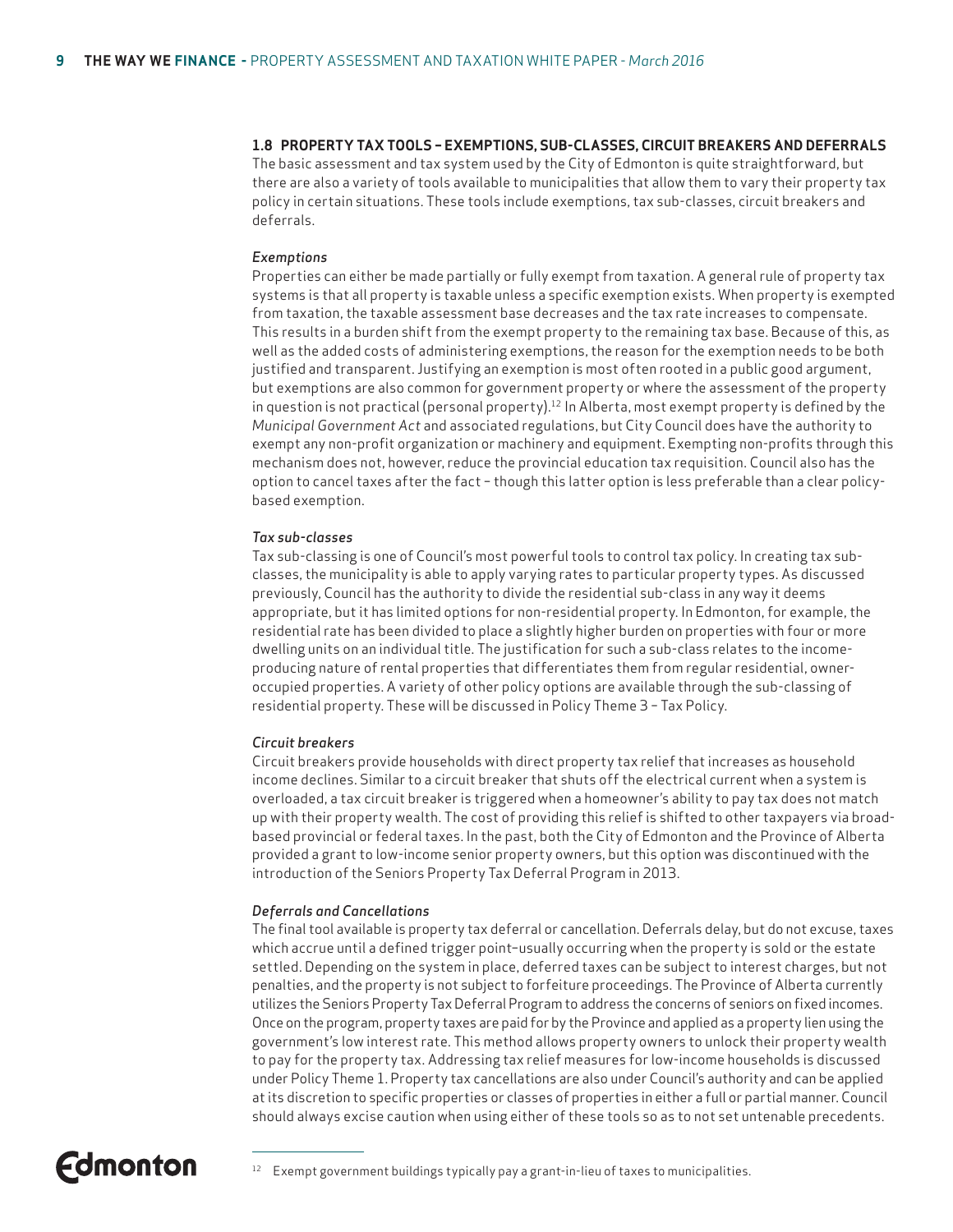## 1.8 PROPERTY TAX TOOLS – EXEMPTIONS, SUB-CLASSES, CIRCUIT BREAKERS AND DEFERRALS

The basic assessment and tax system used by the City of Edmonton is quite straightforward, but there are also a variety of tools available to municipalities that allow them to vary their property tax policy in certain situations. These tools include exemptions, tax sub-classes, circuit breakers and deferrals.

### *Exemptions*

Properties can either be made partially or fully exempt from taxation. A general rule of property tax systems is that all property is taxable unless a specific exemption exists. When property is exempted from taxation, the taxable assessment base decreases and the tax rate increases to compensate. This results in a burden shift from the exempt property to the remaining tax base. Because of this, as well as the added costs of administering exemptions, the reason for the exemption needs to be both justified and transparent. Justifying an exemption is most often rooted in a public good argument, but exemptions are also common for government property or where the assessment of the property in question is not practical (personal property).[12] In Alberta, most exempt property is defined by the *Municipal Government Act* and associated regulations, but City Council does have the authority to exempt any non-profit organization or machinery and equipment. Exempting non-profits through this mechanism does not, however, reduce the provincial education tax requisition. Council also has the option to cancel taxes after the fact – though this latter option is less preferable than a clear policy-based exemption.

### *Tax sub-classes*

Tax sub-classing is one of Council's most powerful tools to control tax policy. In creating tax sub-classes, the municipality is able to apply varying rates to particular property types. As discussed previously, Council has the authority to divide the residential sub-class in any way it deems appropriate, but it has limited options for non-residential property. In Edmonton, for example, the residential rate has been divided to place a slightly higher burden on properties with four or more dwelling units on an individual title. The justification for such a sub-class relates to the income-producing nature of rental properties that differentiates them from regular residential, owner-occupied properties. A variety of other policy options are available through the sub-classing of residential property. These will be discussed in Policy Theme 3 – Tax Policy.

### *Circuit breakers*

Circuit breakers provide households with direct property tax relief that increases as household income declines. Similar to a circuit breaker that shuts off the electrical current when a system is overloaded, a tax circuit breaker is triggered when a homeowner's ability to pay tax does not match up with their property wealth. The cost of providing this relief is shifted to other taxpayers via broad-based provincial or federal taxes. In the past, both the City of Edmonton and the Province of Alberta provided a grant to low-income senior property owners, but this option was discontinued with the introduction of the Seniors Property Tax Deferral Program in 2013.

### *Deferrals and Cancellations*

The final tool available is property tax deferral or cancellation. Deferrals delay, but do not excuse, taxes which accrue until a defined trigger point–usually occurring when the property is sold or the estate settled. Depending on the system in place, deferred taxes can be subject to interest charges, but not penalties, and the property is not subject to forfeiture proceedings. The Province of Alberta currently utilizes the Seniors Property Tax Deferral Program to address the concerns of seniors on fixed incomes. Once on the program, property taxes are paid for by the Province and applied as a property lien using the government's low interest rate. This method allows property owners to unlock their property wealth to pay for the property tax. Addressing tax relief measures for low-income households is discussed under Policy Theme 1. Property tax cancellations are also under Council's authority and can be applied at its discretion to specific properties or classes of properties in either a full or partial manner. Council should always excise caution when using either of these tools so as to not set untenable precedents.

[12] Exempt government buildings typically pay a grant-in-lieu of taxes to municipalities.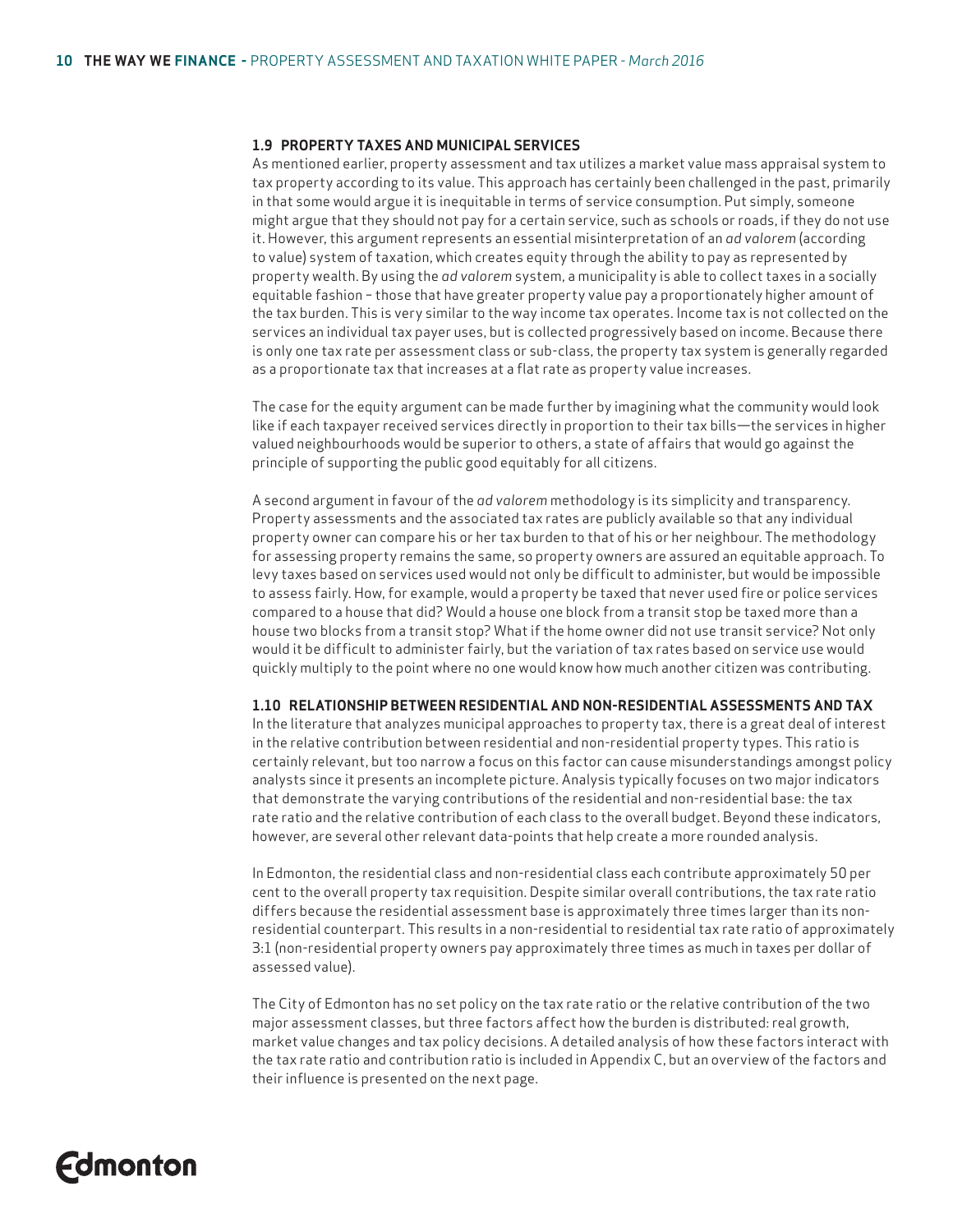### 1.9 PROPERTY TAXES AND MUNICIPAL SERVICES

As mentioned earlier, property assessment and tax utilizes a market value mass appraisal system to tax property according to its value. This approach has certainly been challenged in the past, primarily in that some would argue it is inequitable in terms of service consumption. Put simply, someone might argue that they should not pay for a certain service, such as schools or roads, if they do not use it. However, this argument represents an essential misinterpretation of an *ad valorem* (according to value) system of taxation, which creates equity through the ability to pay as represented by property wealth. By using the *ad valorem* system, a municipality is able to collect taxes in a socially equitable fashion – those that have greater property value pay a proportionately higher amount of the tax burden. This is very similar to the way income tax operates. Income tax is not collected on the services an individual tax payer uses, but is collected progressively based on income. Because there is only one tax rate per assessment class or sub-class, the property tax system is generally regarded as a proportionate tax that increases at a flat rate as property value increases.

The case for the equity argument can be made further by imagining what the community would look like if each taxpayer received services directly in proportion to their tax bills—the services in higher valued neighbourhoods would be superior to others, a state of affairs that would go against the principle of supporting the public good equitably for all citizens.

A second argument in favour of the *ad valorem* methodology is its simplicity and transparency. Property assessments and the associated tax rates are publicly available so that any individual property owner can compare his or her tax burden to that of his or her neighbour. The methodology for assessing property remains the same, so property owners are assured an equitable approach. To levy taxes based on services used would not only be difficult to administer, but would be impossible to assess fairly. How, for example, would a property be taxed that never used fire or police services compared to a house that did? Would a house one block from a transit stop be taxed more than a house two blocks from a transit stop? What if the home owner did not use transit service? Not only would it be difficult to administer fairly, but the variation of tax rates based on service use would quickly multiply to the point where no one would know how much another citizen was contributing.

### 1.10 RELATIONSHIP BETWEEN RESIDENTIAL AND NON-RESIDENTIAL ASSESSMENTS AND TAX

In the literature that analyzes municipal approaches to property tax, there is a great deal of interest in the relative contribution between residential and non-residential property types. This ratio is certainly relevant, but too narrow a focus on this factor can cause misunderstandings amongst policy analysts since it presents an incomplete picture. Analysis typically focuses on two major indicators that demonstrate the varying contributions of the residential and non-residential base: the tax rate ratio and the relative contribution of each class to the overall budget. Beyond these indicators, however, are several other relevant data-points that help create a more rounded analysis.

In Edmonton, the residential class and non-residential class each contribute approximately 50 per cent to the overall property tax requisition. Despite similar overall contributions, the tax rate ratio differs because the residential assessment base is approximately three times larger than its non-residential counterpart. This results in a non-residential to residential tax rate ratio of approximately 3:1 (non-residential property owners pay approximately three times as much in taxes per dollar of assessed value).

The City of Edmonton has no set policy on the tax rate ratio or the relative contribution of the two major assessment classes, but three factors affect how the burden is distributed: real growth, market value changes and tax policy decisions. A detailed analysis of how these factors interact with the tax rate ratio and contribution ratio is included in Appendix C, but an overview of the factors and their influence is presented on the next page.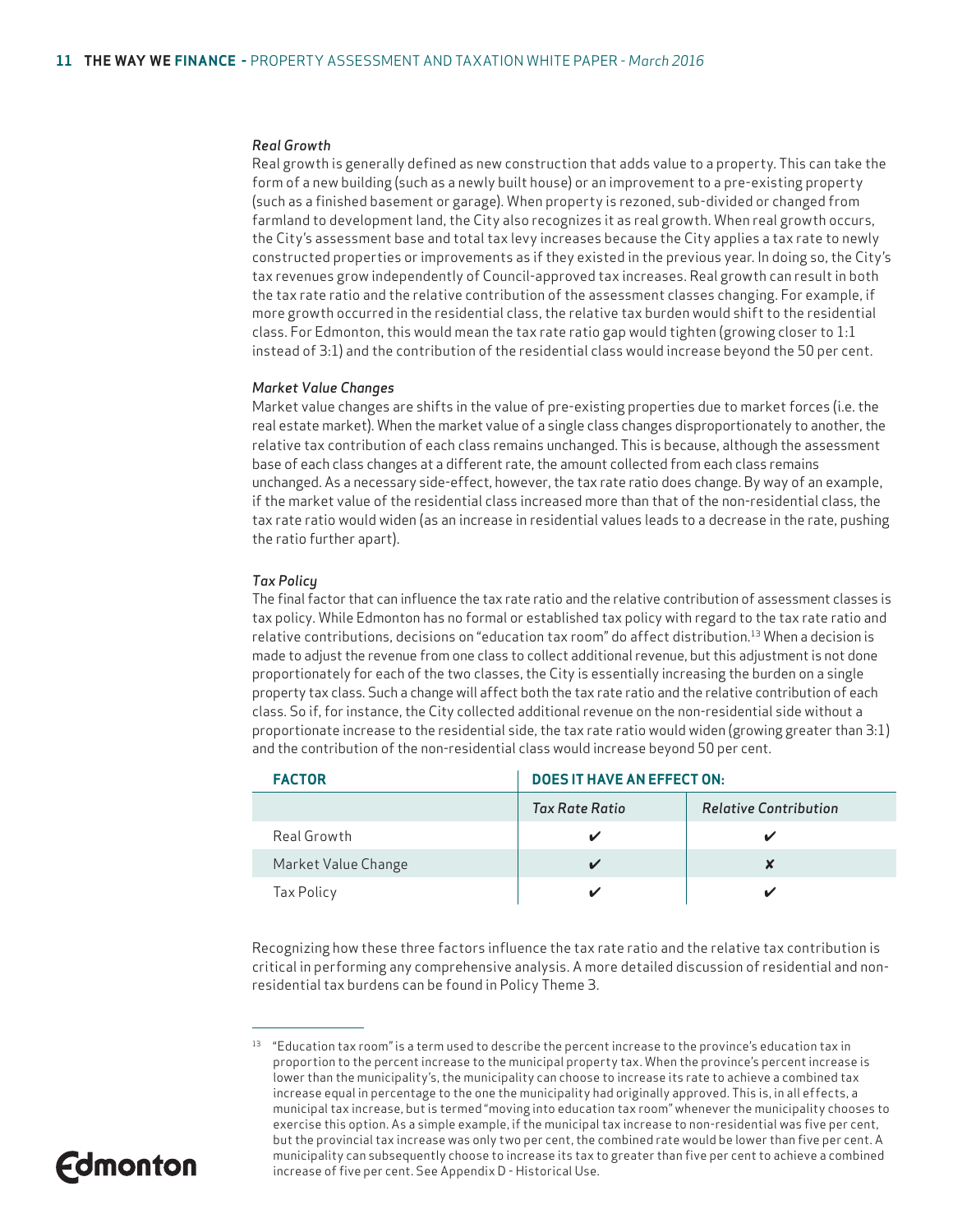*Real Growth*

Real growth is generally defined as new construction that adds value to a property. This can take the form of a new building (such as a newly built house) or an improvement to a pre-existing property (such as a finished basement or garage). When property is rezoned, sub-divided or changed from farmland to development land, the City also recognizes it as real growth. When real growth occurs, the City's assessment base and total tax levy increases because the City applies a tax rate to newly constructed properties or improvements as if they existed in the previous year. In doing so, the City's tax revenues grow independently of Council-approved tax increases. Real growth can result in both the tax rate ratio and the relative contribution of the assessment classes changing. For example, if more growth occurred in the residential class, the relative tax burden would shift to the residential class. For Edmonton, this would mean the tax rate ratio gap would tighten (growing closer to 1:1 instead of 3:1) and the contribution of the residential class would increase beyond the 50 per cent.

*Market Value Changes*

Market value changes are shifts in the value of pre-existing properties due to market forces (i.e. the real estate market). When the market value of a single class changes disproportionately to another, the relative tax contribution of each class remains unchanged. This is because, although the assessment base of each class changes at a different rate, the amount collected from each class remains unchanged. As a necessary side-effect, however, the tax rate ratio does change. By way of an example, if the market value of the residential class increased more than that of the non-residential class, the tax rate ratio would widen (as an increase in residential values leads to a decrease in the rate, pushing the ratio further apart).

*Tax Policy*

The final factor that can influence the tax rate ratio and the relative contribution of assessment classes is tax policy. While Edmonton has no formal or established tax policy with regard to the tax rate ratio and relative contributions, decisions on "education tax room" do affect distribution.[13] When a decision is made to adjust the revenue from one class to collect additional revenue, but this adjustment is not done proportionately for each of the two classes, the City is essentially increasing the burden on a single property tax class. Such a change will affect both the tax rate ratio and the relative contribution of each class. So if, for instance, the City collected additional revenue on the non-residential side without a proportionate increase to the residential side, the tax rate ratio would widen (growing greater than 3:1) and the contribution of the non-residential class would increase beyond 50 per cent.

| **FACTOR** | **DOES IT HAVE AN EFFECT ON:** | |
|---|---|---|
| | *Tax Rate Ratio* | *Relative Contribution* |
| Real Growth | ✔ | ✔ |
| Market Value Change | ✔ | ✘ |
| Tax Policy | ✔ | ✔ |

Recognizing how these three factors influence the tax rate ratio and the relative tax contribution is critical in performing any comprehensive analysis. A more detailed discussion of residential and non-residential tax burdens can be found in Policy Theme 3.

[13] "Education tax room" is a term used to describe the percent increase to the province's education tax in proportion to the percent increase to the municipal property tax. When the province's percent increase is lower than the municipality's, the municipality can choose to increase its rate to achieve a combined tax increase equal in percentage to the one the municipality had originally approved. This is, in all effects, a municipal tax increase, but is termed "moving into education tax room" whenever the municipality chooses to exercise this option. As a simple example, if the municipal tax increase to non-residential was five per cent, but the provincial tax increase was only two per cent, the combined rate would be lower than five per cent. A municipality can subsequently choose to increase its tax to greater than five per cent to achieve a combined increase of five per cent. See Appendix D - Historical Use.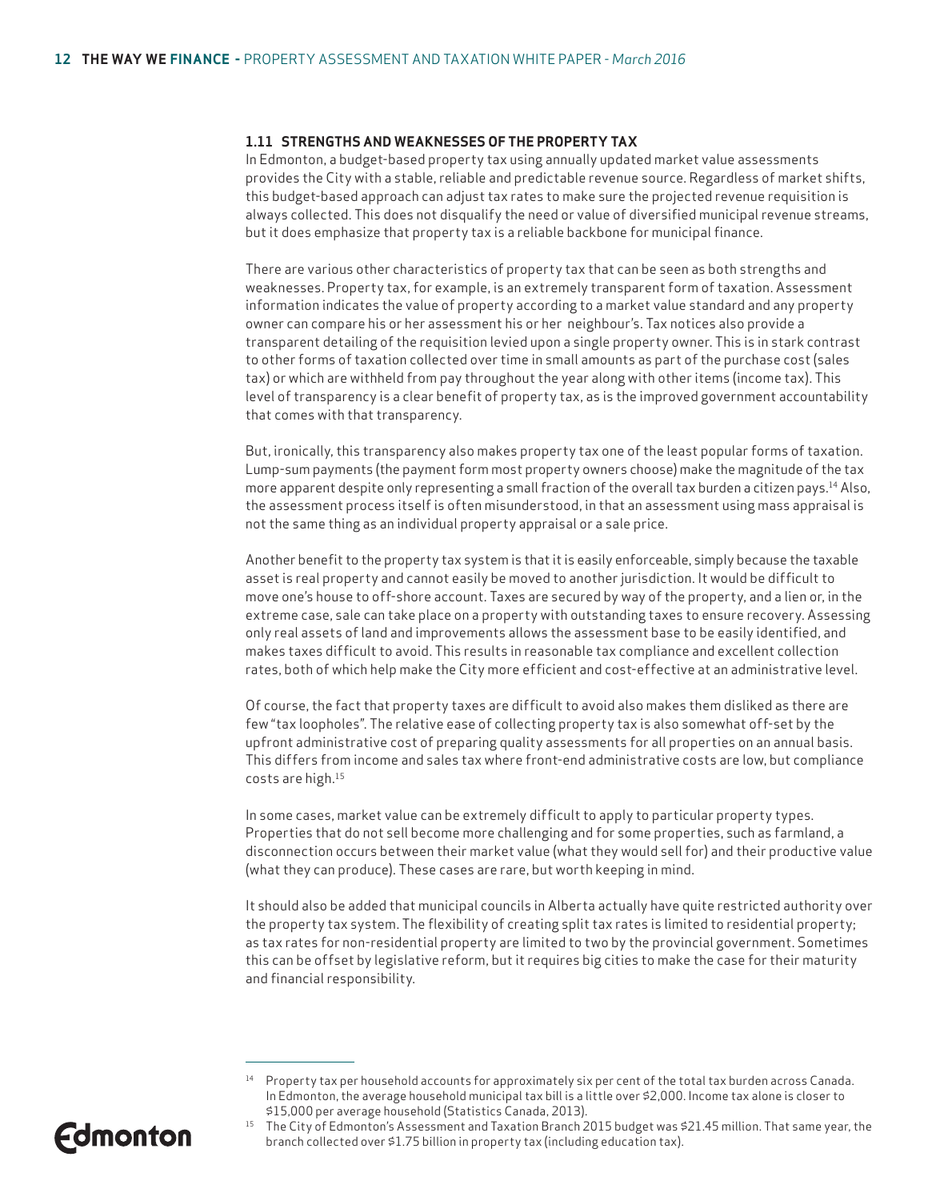### 1.11 STRENGTHS AND WEAKNESSES OF THE PROPERTY TAX

In Edmonton, a budget-based property tax using annually updated market value assessments provides the City with a stable, reliable and predictable revenue source. Regardless of market shifts, this budget-based approach can adjust tax rates to make sure the projected revenue requisition is always collected. This does not disqualify the need or value of diversified municipal revenue streams, but it does emphasize that property tax is a reliable backbone for municipal finance.

There are various other characteristics of property tax that can be seen as both strengths and weaknesses. Property tax, for example, is an extremely transparent form of taxation. Assessment information indicates the value of property according to a market value standard and any property owner can compare his or her assessment his or her neighbour's. Tax notices also provide a transparent detailing of the requisition levied upon a single property owner. This is in stark contrast to other forms of taxation collected over time in small amounts as part of the purchase cost (sales tax) or which are withheld from pay throughout the year along with other items (income tax). This level of transparency is a clear benefit of property tax, as is the improved government accountability that comes with that transparency.

But, ironically, this transparency also makes property tax one of the least popular forms of taxation. Lump-sum payments (the payment form most property owners choose) make the magnitude of the tax more apparent despite only representing a small fraction of the overall tax burden a citizen pays.[14] Also, the assessment process itself is often misunderstood, in that an assessment using mass appraisal is not the same thing as an individual property appraisal or a sale price.

Another benefit to the property tax system is that it is easily enforceable, simply because the taxable asset is real property and cannot easily be moved to another jurisdiction. It would be difficult to move one's house to off-shore account. Taxes are secured by way of the property, and a lien or, in the extreme case, sale can take place on a property with outstanding taxes to ensure recovery. Assessing only real assets of land and improvements allows the assessment base to be easily identified, and makes taxes difficult to avoid. This results in reasonable tax compliance and excellent collection rates, both of which help make the City more efficient and cost-effective at an administrative level.

Of course, the fact that property taxes are difficult to avoid also makes them disliked as there are few "tax loopholes". The relative ease of collecting property tax is also somewhat off-set by the upfront administrative cost of preparing quality assessments for all properties on an annual basis. This differs from income and sales tax where front-end administrative costs are low, but compliance costs are high.[15]

In some cases, market value can be extremely difficult to apply to particular property types. Properties that do not sell become more challenging and for some properties, such as farmland, a disconnection occurs between their market value (what they would sell for) and their productive value (what they can produce). These cases are rare, but worth keeping in mind.

It should also be added that municipal councils in Alberta actually have quite restricted authority over the property tax system. The flexibility of creating split tax rates is limited to residential property; as tax rates for non-residential property are limited to two by the provincial government. Sometimes this can be offset by legislative reform, but it requires big cities to make the case for their maturity and financial responsibility.

---

[14] Property tax per household accounts for approximately six per cent of the total tax burden across Canada. In Edmonton, the average household municipal tax bill is a little over $2,000. Income tax alone is closer to $15,000 per average household (Statistics Canada, 2013).

[15] The City of Edmonton's Assessment and Taxation Branch 2015 budget was $21.45 million. That same year, the branch collected over $1.75 billion in property tax (including education tax).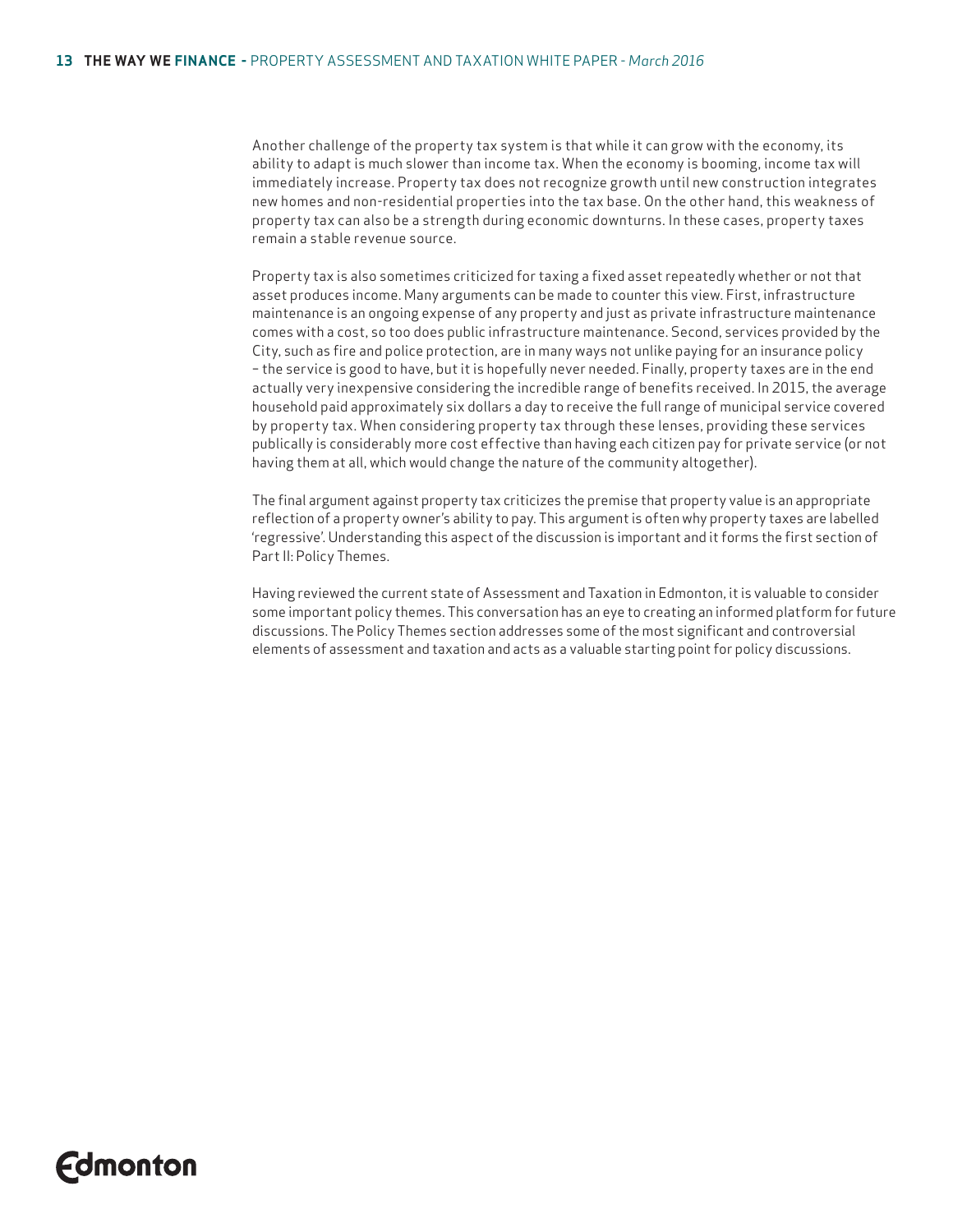Another challenge of the property tax system is that while it can grow with the economy, its ability to adapt is much slower than income tax. When the economy is booming, income tax will immediately increase. Property tax does not recognize growth until new construction integrates new homes and non-residential properties into the tax base. On the other hand, this weakness of property tax can also be a strength during economic downturns. In these cases, property taxes remain a stable revenue source.

Property tax is also sometimes criticized for taxing a fixed asset repeatedly whether or not that asset produces income. Many arguments can be made to counter this view. First, infrastructure maintenance is an ongoing expense of any property and just as private infrastructure maintenance comes with a cost, so too does public infrastructure maintenance. Second, services provided by the City, such as fire and police protection, are in many ways not unlike paying for an insurance policy – the service is good to have, but it is hopefully never needed. Finally, property taxes are in the end actually very inexpensive considering the incredible range of benefits received. In 2015, the average household paid approximately six dollars a day to receive the full range of municipal service covered by property tax. When considering property tax through these lenses, providing these services publically is considerably more cost effective than having each citizen pay for private service (or not having them at all, which would change the nature of the community altogether).

The final argument against property tax criticizes the premise that property value is an appropriate reflection of a property owner's ability to pay. This argument is often why property taxes are labelled 'regressive'. Understanding this aspect of the discussion is important and it forms the first section of Part II: Policy Themes.

Having reviewed the current state of Assessment and Taxation in Edmonton, it is valuable to consider some important policy themes. This conversation has an eye to creating an informed platform for future discussions. The Policy Themes section addresses some of the most significant and controversial elements of assessment and taxation and acts as a valuable starting point for policy discussions.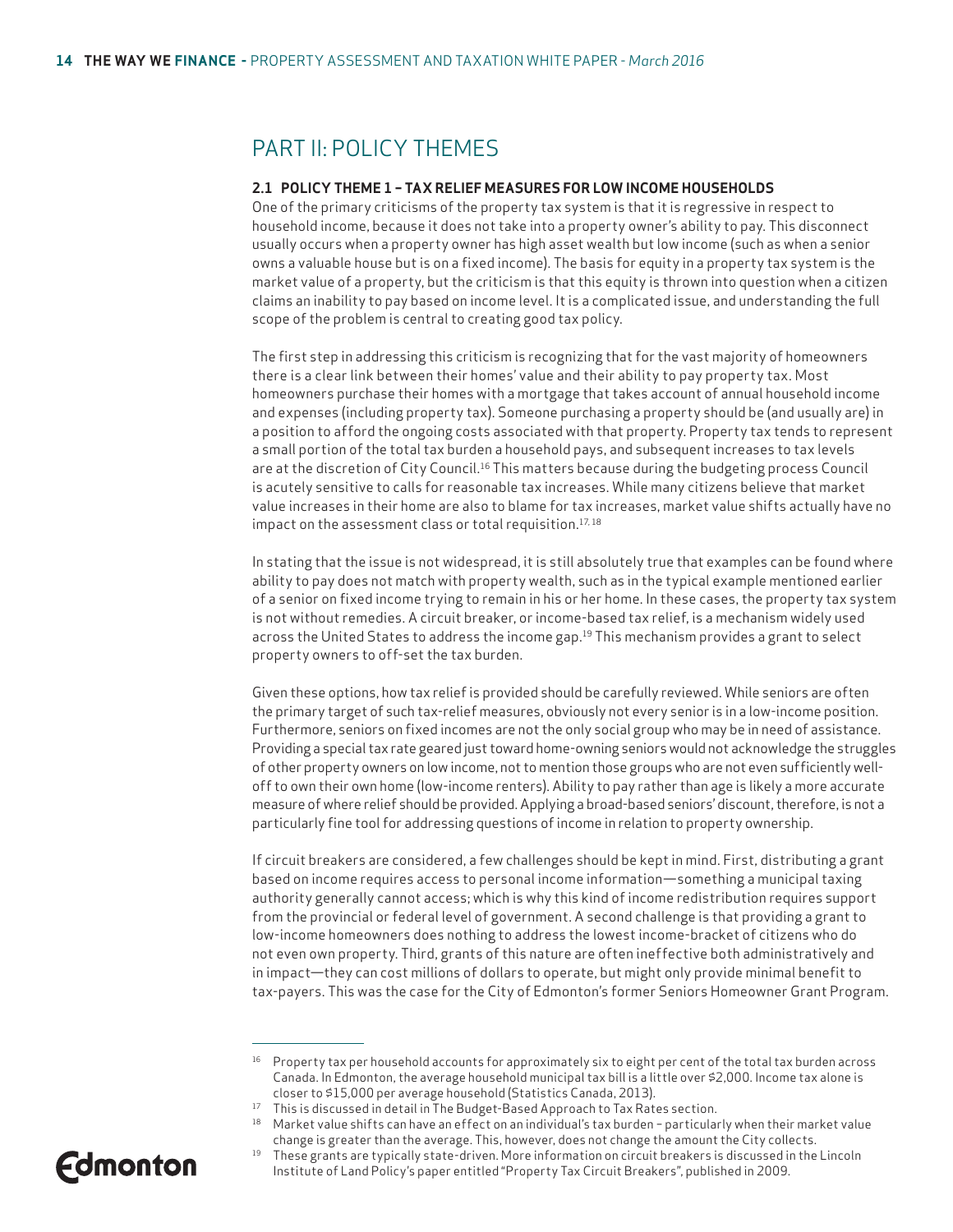# PART II: POLICY THEMES

## 2.1 POLICY THEME 1 – TAX RELIEF MEASURES FOR LOW INCOME HOUSEHOLDS

One of the primary criticisms of the property tax system is that it is regressive in respect to household income, because it does not take into a property owner's ability to pay. This disconnect usually occurs when a property owner has high asset wealth but low income (such as when a senior owns a valuable house but is on a fixed income). The basis for equity in a property tax system is the market value of a property, but the criticism is that this equity is thrown into question when a citizen claims an inability to pay based on income level. It is a complicated issue, and understanding the full scope of the problem is central to creating good tax policy.

The first step in addressing this criticism is recognizing that for the vast majority of homeowners there is a clear link between their homes' value and their ability to pay property tax. Most homeowners purchase their homes with a mortgage that takes account of annual household income and expenses (including property tax). Someone purchasing a property should be (and usually are) in a position to afford the ongoing costs associated with that property. Property tax tends to represent a small portion of the total tax burden a household pays, and subsequent increases to tax levels are at the discretion of City Council.[16] This matters because during the budgeting process Council is acutely sensitive to calls for reasonable tax increases. While many citizens believe that market value increases in their home are also to blame for tax increases, market value shifts actually have no impact on the assessment class or total requisition.[17, 18]

In stating that the issue is not widespread, it is still absolutely true that examples can be found where ability to pay does not match with property wealth, such as in the typical example mentioned earlier of a senior on fixed income trying to remain in his or her home. In these cases, the property tax system is not without remedies. A circuit breaker, or income-based tax relief, is a mechanism widely used across the United States to address the income gap.[19] This mechanism provides a grant to select property owners to off-set the tax burden.

Given these options, how tax relief is provided should be carefully reviewed. While seniors are often the primary target of such tax-relief measures, obviously not every senior is in a low-income position. Furthermore, seniors on fixed incomes are not the only social group who may be in need of assistance. Providing a special tax rate geared just toward home-owning seniors would not acknowledge the struggles of other property owners on low income, not to mention those groups who are not even sufficiently well-off to own their own home (low-income renters). Ability to pay rather than age is likely a more accurate measure of where relief should be provided. Applying a broad-based seniors' discount, therefore, is not a particularly fine tool for addressing questions of income in relation to property ownership.

If circuit breakers are considered, a few challenges should be kept in mind. First, distributing a grant based on income requires access to personal income information—something a municipal taxing authority generally cannot access; which is why this kind of income redistribution requires support from the provincial or federal level of government. A second challenge is that providing a grant to low-income homeowners does nothing to address the lowest income-bracket of citizens who do not even own property. Third, grants of this nature are often ineffective both administratively and in impact—they can cost millions of dollars to operate, but might only provide minimal benefit to tax-payers. This was the case for the City of Edmonton's former Seniors Homeowner Grant Program.

---

[16] Property tax per household accounts for approximately six to eight per cent of the total tax burden across Canada. In Edmonton, the average household municipal tax bill is a little over $2,000. Income tax alone is closer to $15,000 per average household (Statistics Canada, 2013).

[17] This is discussed in detail in The Budget-Based Approach to Tax Rates section.

[18] Market value shifts can have an effect on an individual's tax burden – particularly when their market value change is greater than the average. This, however, does not change the amount the City collects.

[19] These grants are typically state-driven. More information on circuit breakers is discussed in the Lincoln Institute of Land Policy's paper entitled "Property Tax Circuit Breakers", published in 2009.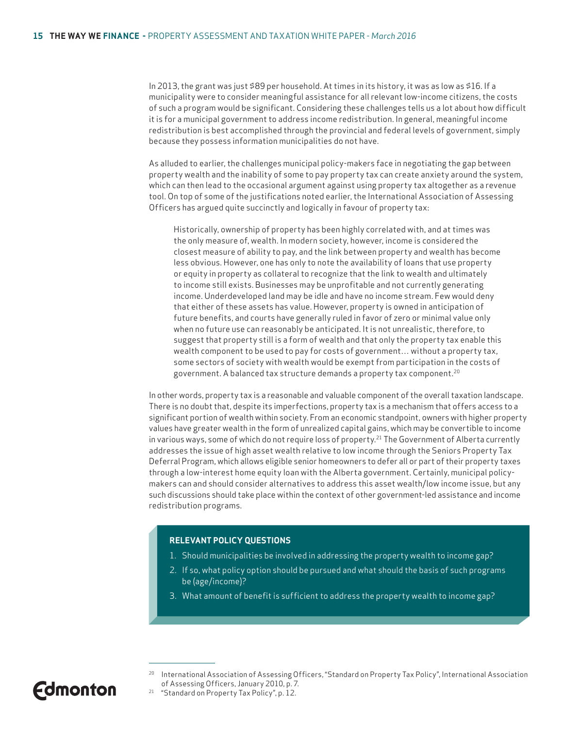In 2013, the grant was just $89 per household. At times in its history, it was as low as $16. If a municipality were to consider meaningful assistance for all relevant low-income citizens, the costs of such a program would be significant. Considering these challenges tells us a lot about how difficult it is for a municipal government to address income redistribution. In general, meaningful income redistribution is best accomplished through the provincial and federal levels of government, simply because they possess information municipalities do not have.

As alluded to earlier, the challenges municipal policy-makers face in negotiating the gap between property wealth and the inability of some to pay property tax can create anxiety around the system, which can then lead to the occasional argument against using property tax altogether as a revenue tool. On top of some of the justifications noted earlier, the International Association of Assessing Officers has argued quite succinctly and logically in favour of property tax:

> Historically, ownership of property has been highly correlated with, and at times was the only measure of, wealth. In modern society, however, income is considered the closest measure of ability to pay, and the link between property and wealth has become less obvious. However, one has only to note the availability of loans that use property or equity in property as collateral to recognize that the link to wealth and ultimately to income still exists. Businesses may be unprofitable and not currently generating income. Underdeveloped land may be idle and have no income stream. Few would deny that either of these assets has value. However, property is owned in anticipation of future benefits, and courts have generally ruled in favor of zero or minimal value only when no future use can reasonably be anticipated. It is not unrealistic, therefore, to suggest that property still is a form of wealth and that only the property tax enable this wealth component to be used to pay for costs of government… without a property tax, some sectors of society with wealth would be exempt from participation in the costs of government. A balanced tax structure demands a property tax component.[20]

In other words, property tax is a reasonable and valuable component of the overall taxation landscape. There is no doubt that, despite its imperfections, property tax is a mechanism that offers access to a significant portion of wealth within society. From an economic standpoint, owners with higher property values have greater wealth in the form of unrealized capital gains, which may be convertible to income in various ways, some of which do not require loss of property.[21] The Government of Alberta currently addresses the issue of high asset wealth relative to low income through the Seniors Property Tax Deferral Program, which allows eligible senior homeowners to defer all or part of their property taxes through a low-interest home equity loan with the Alberta government. Certainly, municipal policy-makers can and should consider alternatives to address this asset wealth/low income issue, but any such discussions should take place within the context of other government-led assistance and income redistribution programs.

**RELEVANT POLICY QUESTIONS**

1. Should municipalities be involved in addressing the property wealth to income gap?
2. If so, what policy option should be pursued and what should the basis of such programs be (age/income)?
3. What amount of benefit is sufficient to address the property wealth to income gap?

---

[20] International Association of Assessing Officers, "Standard on Property Tax Policy", International Association of Assessing Officers, January 2010, p. 7.

[21] "Standard on Property Tax Policy", p. 12.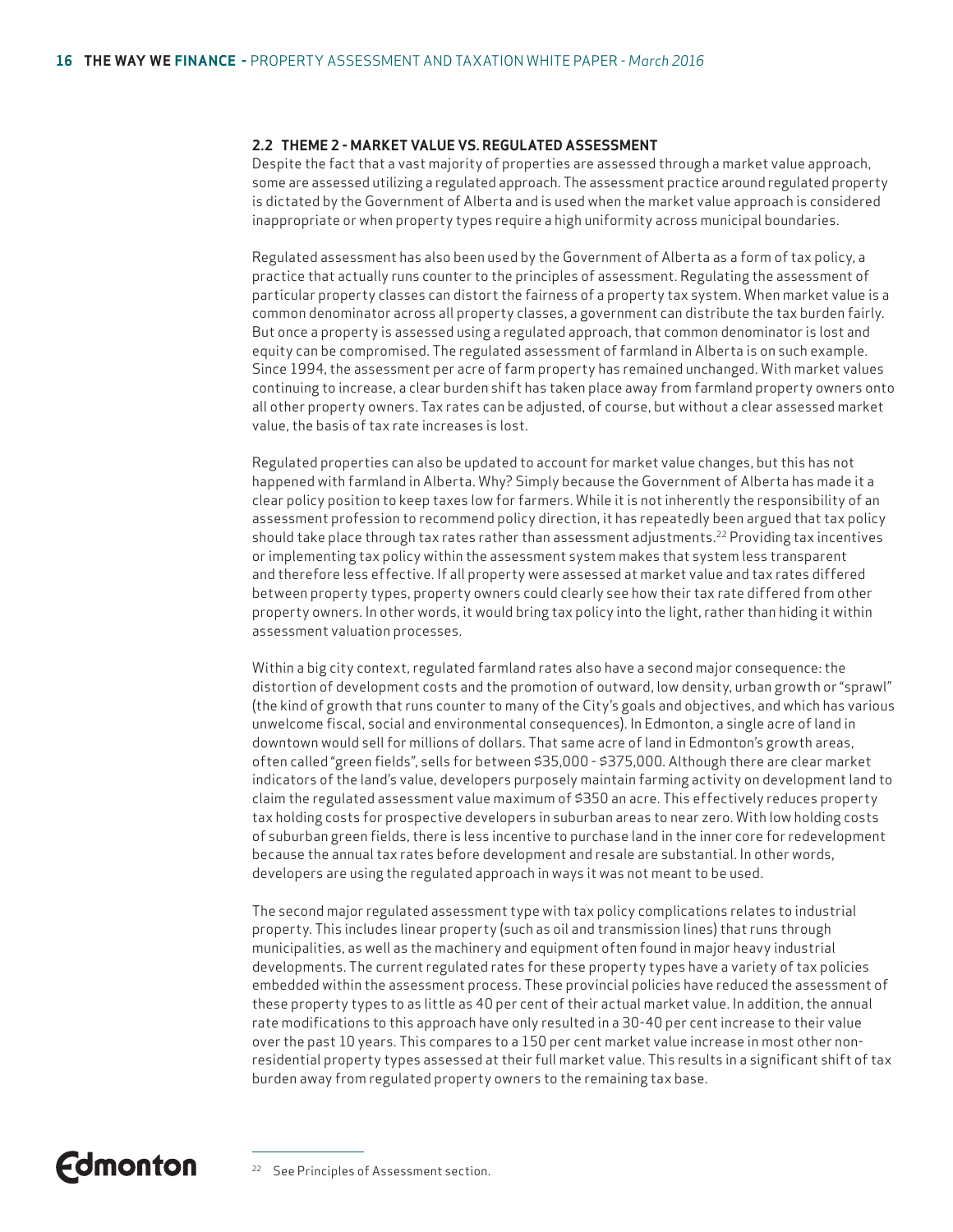### 2.2 THEME 2 - MARKET VALUE VS. REGULATED ASSESSMENT

Despite the fact that a vast majority of properties are assessed through a market value approach, some are assessed utilizing a regulated approach. The assessment practice around regulated property is dictated by the Government of Alberta and is used when the market value approach is considered inappropriate or when property types require a high uniformity across municipal boundaries.

Regulated assessment has also been used by the Government of Alberta as a form of tax policy, a practice that actually runs counter to the principles of assessment. Regulating the assessment of particular property classes can distort the fairness of a property tax system. When market value is a common denominator across all property classes, a government can distribute the tax burden fairly. But once a property is assessed using a regulated approach, that common denominator is lost and equity can be compromised. The regulated assessment of farmland in Alberta is on such example. Since 1994, the assessment per acre of farm property has remained unchanged. With market values continuing to increase, a clear burden shift has taken place away from farmland property owners onto all other property owners. Tax rates can be adjusted, of course, but without a clear assessed market value, the basis of tax rate increases is lost.

Regulated properties can also be updated to account for market value changes, but this has not happened with farmland in Alberta. Why? Simply because the Government of Alberta has made it a clear policy position to keep taxes low for farmers. While it is not inherently the responsibility of an assessment profession to recommend policy direction, it has repeatedly been argued that tax policy should take place through tax rates rather than assessment adjustments.[22] Providing tax incentives or implementing tax policy within the assessment system makes that system less transparent and therefore less effective. If all property were assessed at market value and tax rates differed between property types, property owners could clearly see how their tax rate differed from other property owners. In other words, it would bring tax policy into the light, rather than hiding it within assessment valuation processes.

Within a big city context, regulated farmland rates also have a second major consequence: the distortion of development costs and the promotion of outward, low density, urban growth or "sprawl" (the kind of growth that runs counter to many of the City's goals and objectives, and which has various unwelcome fiscal, social and environmental consequences). In Edmonton, a single acre of land in downtown would sell for millions of dollars. That same acre of land in Edmonton's growth areas, often called "green fields", sells for between $35,000 - $375,000. Although there are clear market indicators of the land's value, developers purposely maintain farming activity on development land to claim the regulated assessment value maximum of $350 an acre. This effectively reduces property tax holding costs for prospective developers in suburban areas to near zero. With low holding costs of suburban green fields, there is less incentive to purchase land in the inner core for redevelopment because the annual tax rates before development and resale are substantial. In other words, developers are using the regulated approach in ways it was not meant to be used.

The second major regulated assessment type with tax policy complications relates to industrial property. This includes linear property (such as oil and transmission lines) that runs through municipalities, as well as the machinery and equipment often found in major heavy industrial developments. The current regulated rates for these property types have a variety of tax policies embedded within the assessment process. These provincial policies have reduced the assessment of these property types to as little as 40 per cent of their actual market value. In addition, the annual rate modifications to this approach have only resulted in a 30-40 per cent increase to their value over the past 10 years. This compares to a 150 per cent market value increase in most other non-residential property types assessed at their full market value. This results in a significant shift of tax burden away from regulated property owners to the remaining tax base.

[22] See Principles of Assessment section.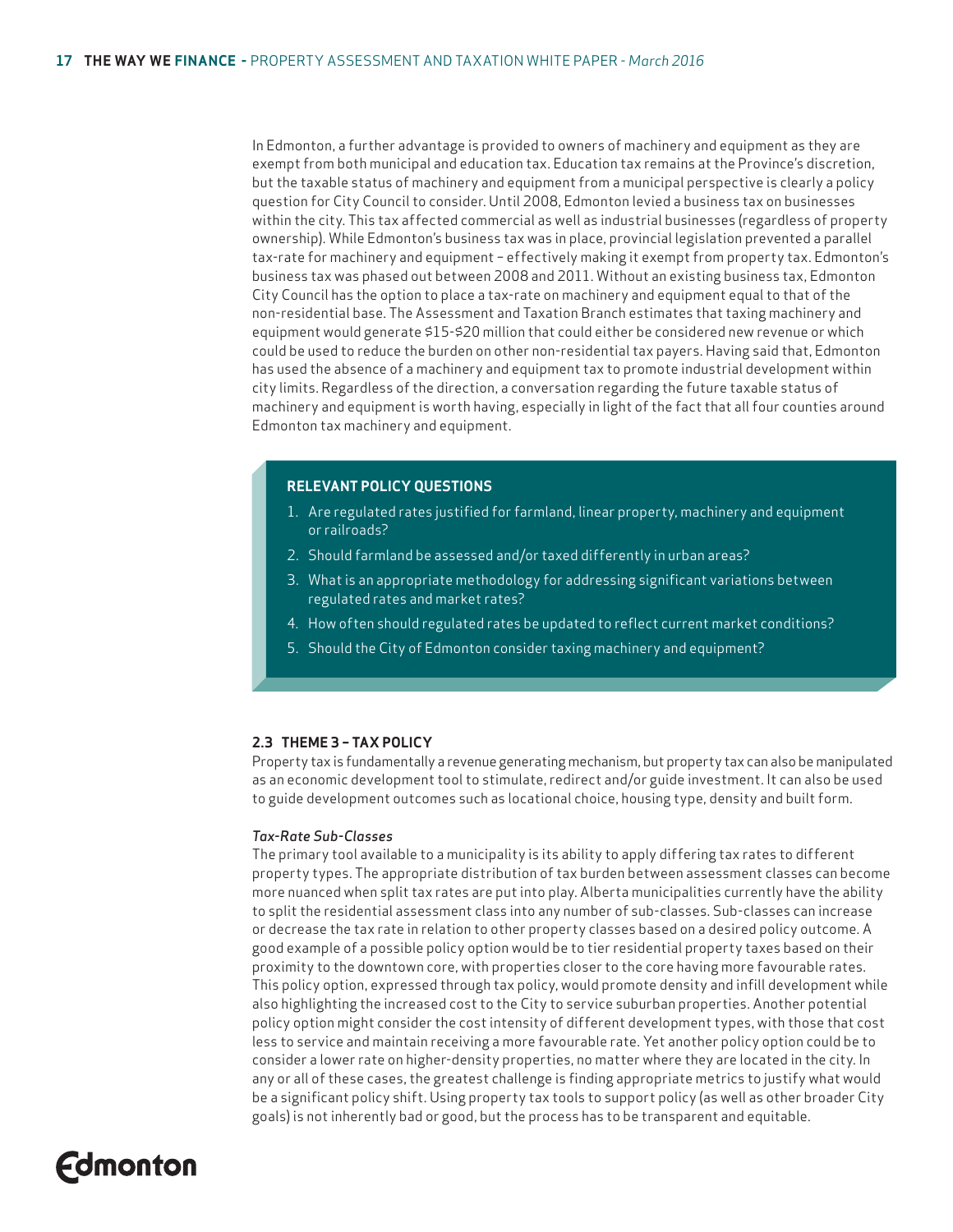In Edmonton, a further advantage is provided to owners of machinery and equipment as they are exempt from both municipal and education tax. Education tax remains at the Province's discretion, but the taxable status of machinery and equipment from a municipal perspective is clearly a policy question for City Council to consider. Until 2008, Edmonton levied a business tax on businesses within the city. This tax affected commercial as well as industrial businesses (regardless of property ownership). While Edmonton's business tax was in place, provincial legislation prevented a parallel tax-rate for machinery and equipment – effectively making it exempt from property tax. Edmonton's business tax was phased out between 2008 and 2011. Without an existing business tax, Edmonton City Council has the option to place a tax-rate on machinery and equipment equal to that of the non-residential base. The Assessment and Taxation Branch estimates that taxing machinery and equipment would generate $15-$20 million that could either be considered new revenue or which could be used to reduce the burden on other non-residential tax payers. Having said that, Edmonton has used the absence of a machinery and equipment tax to promote industrial development within city limits. Regardless of the direction, a conversation regarding the future taxable status of machinery and equipment is worth having, especially in light of the fact that all four counties around Edmonton tax machinery and equipment.

**RELEVANT POLICY QUESTIONS**

1. Are regulated rates justified for farmland, linear property, machinery and equipment or railroads?
2. Should farmland be assessed and/or taxed differently in urban areas?
3. What is an appropriate methodology for addressing significant variations between regulated rates and market rates?
4. How often should regulated rates be updated to reflect current market conditions?
5. Should the City of Edmonton consider taxing machinery and equipment?

### 2.3 THEME 3 – TAX POLICY

Property tax is fundamentally a revenue generating mechanism, but property tax can also be manipulated as an economic development tool to stimulate, redirect and/or guide investment. It can also be used to guide development outcomes such as locational choice, housing type, density and built form.

*Tax-Rate Sub-Classes*

The primary tool available to a municipality is its ability to apply differing tax rates to different property types. The appropriate distribution of tax burden between assessment classes can become more nuanced when split tax rates are put into play. Alberta municipalities currently have the ability to split the residential assessment class into any number of sub-classes. Sub-classes can increase or decrease the tax rate in relation to other property classes based on a desired policy outcome. A good example of a possible policy option would be to tier residential property taxes based on their proximity to the downtown core, with properties closer to the core having more favourable rates. This policy option, expressed through tax policy, would promote density and infill development while also highlighting the increased cost to the City to service suburban properties. Another potential policy option might consider the cost intensity of different development types, with those that cost less to service and maintain receiving a more favourable rate. Yet another policy option could be to consider a lower rate on higher-density properties, no matter where they are located in the city. In any or all of these cases, the greatest challenge is finding appropriate metrics to justify what would be a significant policy shift. Using property tax tools to support policy (as well as other broader City goals) is not inherently bad or good, but the process has to be transparent and equitable.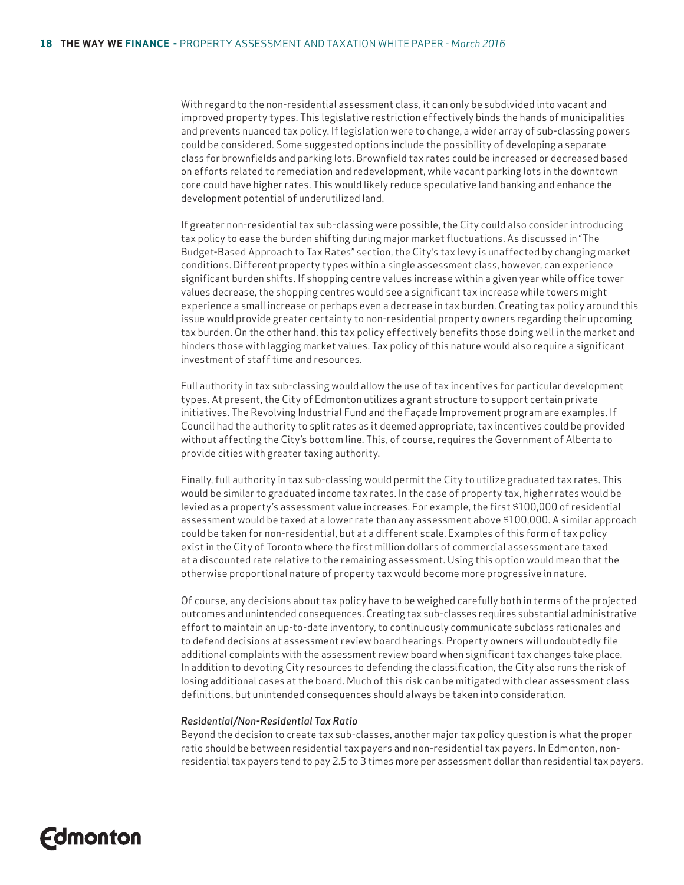With regard to the non-residential assessment class, it can only be subdivided into vacant and improved property types. This legislative restriction effectively binds the hands of municipalities and prevents nuanced tax policy. If legislation were to change, a wider array of sub-classing powers could be considered. Some suggested options include the possibility of developing a separate class for brownfields and parking lots. Brownfield tax rates could be increased or decreased based on efforts related to remediation and redevelopment, while vacant parking lots in the downtown core could have higher rates. This would likely reduce speculative land banking and enhance the development potential of underutilized land.

If greater non-residential tax sub-classing were possible, the City could also consider introducing tax policy to ease the burden shifting during major market fluctuations. As discussed in "The Budget-Based Approach to Tax Rates" section, the City's tax levy is unaffected by changing market conditions. Different property types within a single assessment class, however, can experience significant burden shifts. If shopping centre values increase within a given year while office tower values decrease, the shopping centres would see a significant tax increase while towers might experience a small increase or perhaps even a decrease in tax burden. Creating tax policy around this issue would provide greater certainty to non-residential property owners regarding their upcoming tax burden. On the other hand, this tax policy effectively benefits those doing well in the market and hinders those with lagging market values. Tax policy of this nature would also require a significant investment of staff time and resources.

Full authority in tax sub-classing would allow the use of tax incentives for particular development types. At present, the City of Edmonton utilizes a grant structure to support certain private initiatives. The Revolving Industrial Fund and the Façade Improvement program are examples. If Council had the authority to split rates as it deemed appropriate, tax incentives could be provided without affecting the City's bottom line. This, of course, requires the Government of Alberta to provide cities with greater taxing authority.

Finally, full authority in tax sub-classing would permit the City to utilize graduated tax rates. This would be similar to graduated income tax rates. In the case of property tax, higher rates would be levied as a property's assessment value increases. For example, the first $100,000 of residential assessment would be taxed at a lower rate than any assessment above $100,000. A similar approach could be taken for non-residential, but at a different scale. Examples of this form of tax policy exist in the City of Toronto where the first million dollars of commercial assessment are taxed at a discounted rate relative to the remaining assessment. Using this option would mean that the otherwise proportional nature of property tax would become more progressive in nature.

Of course, any decisions about tax policy have to be weighed carefully both in terms of the projected outcomes and unintended consequences. Creating tax sub-classes requires substantial administrative effort to maintain an up-to-date inventory, to continuously communicate subclass rationales and to defend decisions at assessment review board hearings. Property owners will undoubtedly file additional complaints with the assessment review board when significant tax changes take place. In addition to devoting City resources to defending the classification, the City also runs the risk of losing additional cases at the board. Much of this risk can be mitigated with clear assessment class definitions, but unintended consequences should always be taken into consideration.

*Residential/Non-Residential Tax Ratio*

Beyond the decision to create tax sub-classes, another major tax policy question is what the proper ratio should be between residential tax payers and non-residential tax payers. In Edmonton, non-residential tax payers tend to pay 2.5 to 3 times more per assessment dollar than residential tax payers.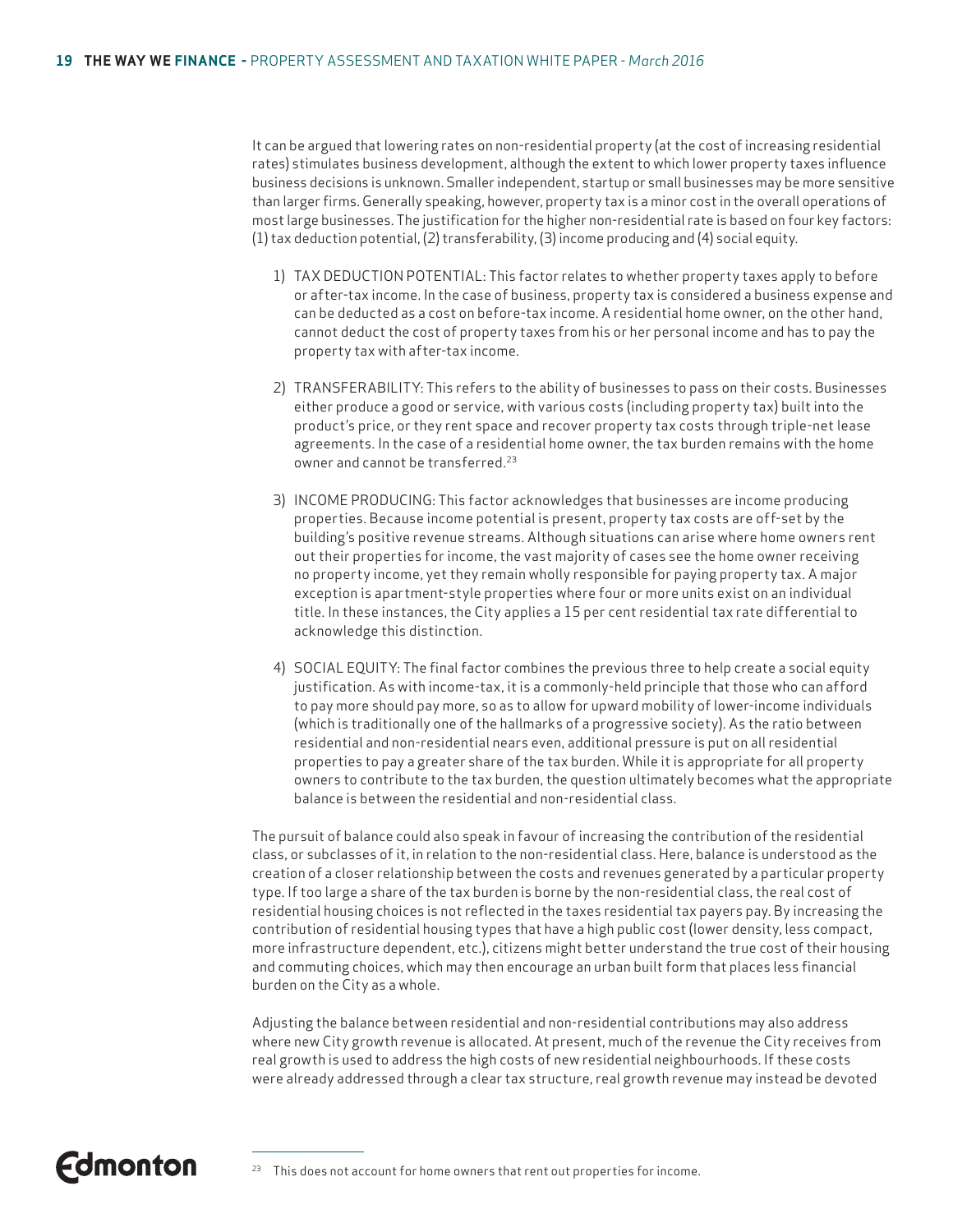It can be argued that lowering rates on non-residential property (at the cost of increasing residential rates) stimulates business development, although the extent to which lower property taxes influence business decisions is unknown. Smaller independent, startup or small businesses may be more sensitive than larger firms. Generally speaking, however, property tax is a minor cost in the overall operations of most large businesses. The justification for the higher non-residential rate is based on four key factors: (1) tax deduction potential, (2) transferability, (3) income producing and (4) social equity.

1) TAX DEDUCTION POTENTIAL: This factor relates to whether property taxes apply to before or after-tax income. In the case of business, property tax is considered a business expense and can be deducted as a cost on before-tax income. A residential home owner, on the other hand, cannot deduct the cost of property taxes from his or her personal income and has to pay the property tax with after-tax income.

2) TRANSFERABILITY: This refers to the ability of businesses to pass on their costs. Businesses either produce a good or service, with various costs (including property tax) built into the product's price, or they rent space and recover property tax costs through triple-net lease agreements. In the case of a residential home owner, the tax burden remains with the home owner and cannot be transferred.[23]

3) INCOME PRODUCING: This factor acknowledges that businesses are income producing properties. Because income potential is present, property tax costs are off-set by the building's positive revenue streams. Although situations can arise where home owners rent out their properties for income, the vast majority of cases see the home owner receiving no property income, yet they remain wholly responsible for paying property tax. A major exception is apartment-style properties where four or more units exist on an individual title. In these instances, the City applies a 15 per cent residential tax rate differential to acknowledge this distinction.

4) SOCIAL EQUITY: The final factor combines the previous three to help create a social equity justification. As with income-tax, it is a commonly-held principle that those who can afford to pay more should pay more, so as to allow for upward mobility of lower-income individuals (which is traditionally one of the hallmarks of a progressive society). As the ratio between residential and non-residential nears even, additional pressure is put on all residential properties to pay a greater share of the tax burden. While it is appropriate for all property owners to contribute to the tax burden, the question ultimately becomes what the appropriate balance is between the residential and non-residential class.

The pursuit of balance could also speak in favour of increasing the contribution of the residential class, or subclasses of it, in relation to the non-residential class. Here, balance is understood as the creation of a closer relationship between the costs and revenues generated by a particular property type. If too large a share of the tax burden is borne by the non-residential class, the real cost of residential housing choices is not reflected in the taxes residential tax payers pay. By increasing the contribution of residential housing types that have a high public cost (lower density, less compact, more infrastructure dependent, etc.), citizens might better understand the true cost of their housing and commuting choices, which may then encourage an urban built form that places less financial burden on the City as a whole.

Adjusting the balance between residential and non-residential contributions may also address where new City growth revenue is allocated. At present, much of the revenue the City receives from real growth is used to address the high costs of new residential neighbourhoods. If these costs were already addressed through a clear tax structure, real growth revenue may instead be devoted

[23] This does not account for home owners that rent out properties for income.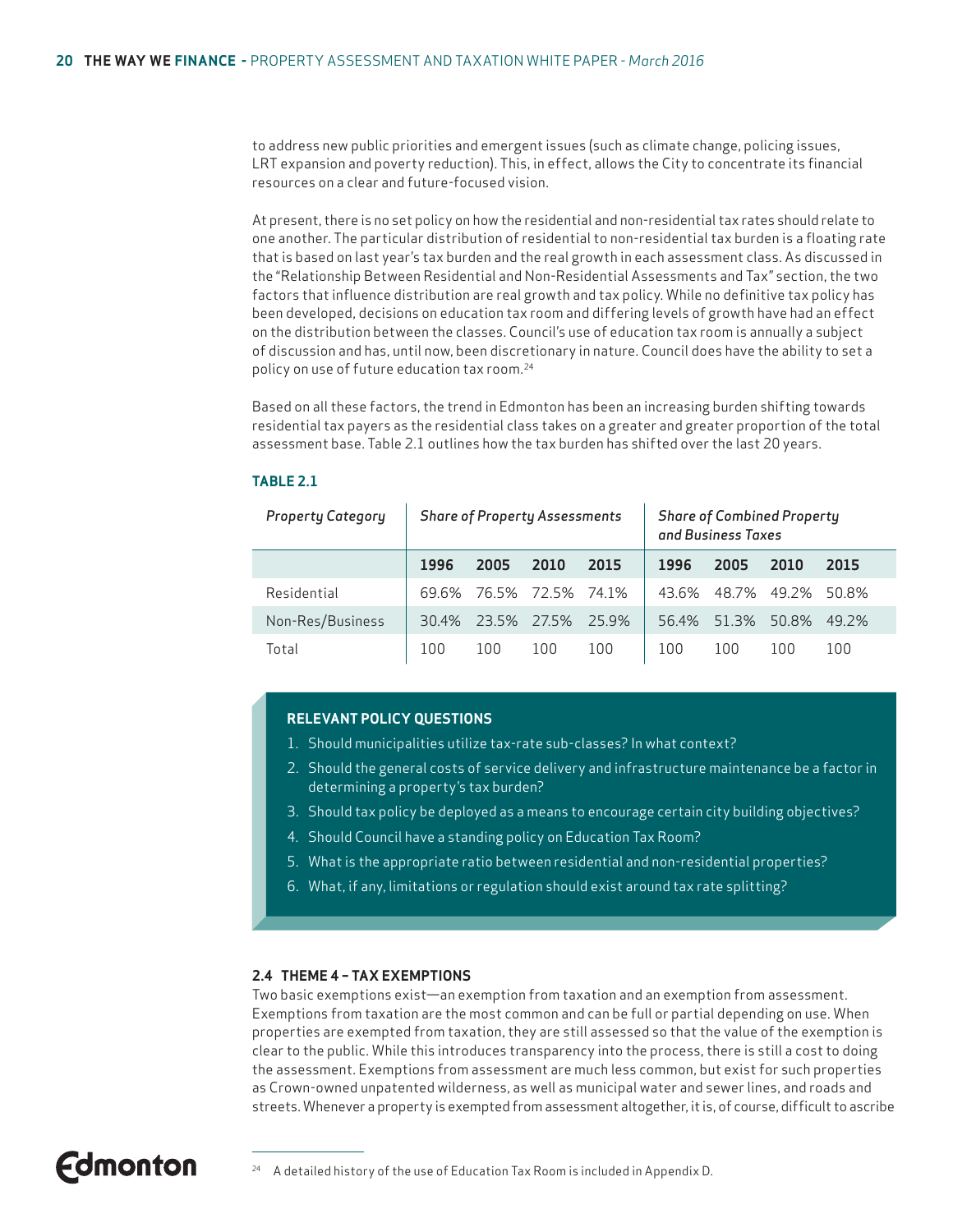to address new public priorities and emergent issues (such as climate change, policing issues, LRT expansion and poverty reduction). This, in effect, allows the City to concentrate its financial resources on a clear and future-focused vision.

At present, there is no set policy on how the residential and non-residential tax rates should relate to one another. The particular distribution of residential to non-residential tax burden is a floating rate that is based on last year's tax burden and the real growth in each assessment class. As discussed in the "Relationship Between Residential and Non-Residential Assessments and Tax" section, the two factors that influence distribution are real growth and tax policy. While no definitive tax policy has been developed, decisions on education tax room and differing levels of growth have had an effect on the distribution between the classes. Council's use of education tax room is annually a subject of discussion and has, until now, been discretionary in nature. Council does have the ability to set a policy on use of future education tax room.[24]

Based on all these factors, the trend in Edmonton has been an increasing burden shifting towards residential tax payers as the residential class takes on a greater and greater proportion of the total assessment base. Table 2.1 outlines how the tax burden has shifted over the last 20 years.

**TABLE 2.1**

| *Property Category* | *Share of Property Assessments* | | | | *Share of Combined Property and Business Taxes* | | | |
|---|---|---|---|---|---|---|---|---|
| | **1996** | **2005** | **2010** | **2015** | **1996** | **2005** | **2010** | **2015** |
| Residential | 69.6% | 76.5% | 72.5% | 74.1% | 43.6% | 48.7% | 49.2% | 50.8% |
| Non-Res/Business | 30.4% | 23.5% | 27.5% | 25.9% | 56.4% | 51.3% | 50.8% | 49.2% |
| Total | 100 | 100 | 100 | 100 | 100 | 100 | 100 | 100 |

**RELEVANT POLICY QUESTIONS**

1. Should municipalities utilize tax-rate sub-classes? In what context?
2. Should the general costs of service delivery and infrastructure maintenance be a factor in determining a property's tax burden?
3. Should tax policy be deployed as a means to encourage certain city building objectives?
4. Should Council have a standing policy on Education Tax Room?
5. What is the appropriate ratio between residential and non-residential properties?
6. What, if any, limitations or regulation should exist around tax rate splitting?

### 2.4 THEME 4 – TAX EXEMPTIONS

Two basic exemptions exist—an exemption from taxation and an exemption from assessment. Exemptions from taxation are the most common and can be full or partial depending on use. When properties are exempted from taxation, they are still assessed so that the value of the exemption is clear to the public. While this introduces transparency into the process, there is still a cost to doing the assessment. Exemptions from assessment are much less common, but exist for such properties as Crown-owned unpatented wilderness, as well as municipal water and sewer lines, and roads and streets. Whenever a property is exempted from assessment altogether, it is, of course, difficult to ascribe

[24] A detailed history of the use of Education Tax Room is included in Appendix D.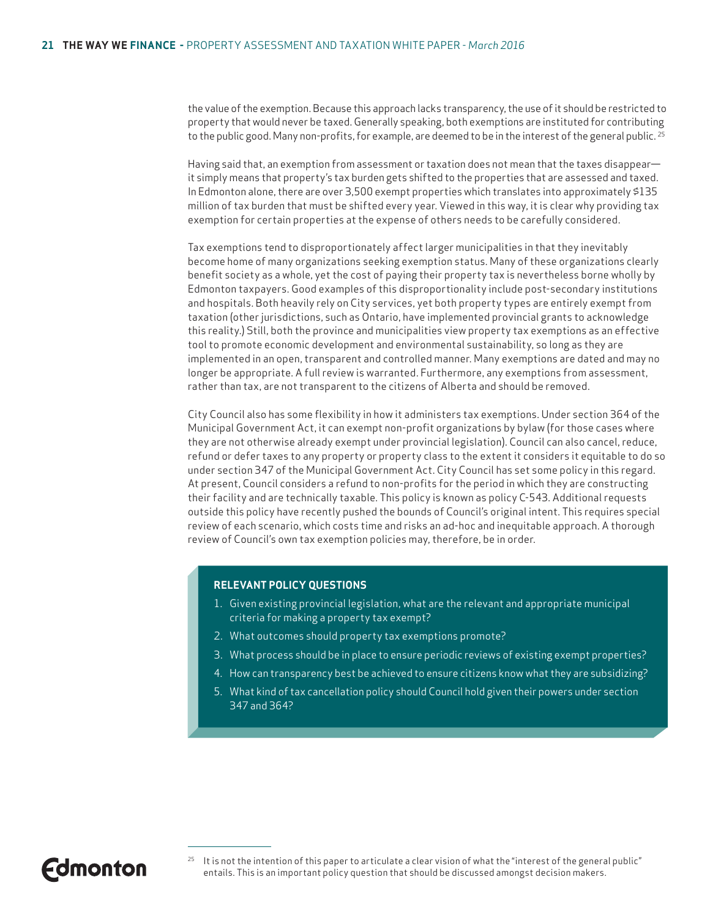the value of the exemption. Because this approach lacks transparency, the use of it should be restricted to property that would never be taxed. Generally speaking, both exemptions are instituted for contributing to the public good. Many non-profits, for example, are deemed to be in the interest of the general public. [25]

Having said that, an exemption from assessment or taxation does not mean that the taxes disappear—it simply means that property's tax burden gets shifted to the properties that are assessed and taxed. In Edmonton alone, there are over 3,500 exempt properties which translates into approximately $135 million of tax burden that must be shifted every year. Viewed in this way, it is clear why providing tax exemption for certain properties at the expense of others needs to be carefully considered.

Tax exemptions tend to disproportionately affect larger municipalities in that they inevitably become home of many organizations seeking exemption status. Many of these organizations clearly benefit society as a whole, yet the cost of paying their property tax is nevertheless borne wholly by Edmonton taxpayers. Good examples of this disproportionality include post-secondary institutions and hospitals. Both heavily rely on City services, yet both property types are entirely exempt from taxation (other jurisdictions, such as Ontario, have implemented provincial grants to acknowledge this reality.) Still, both the province and municipalities view property tax exemptions as an effective tool to promote economic development and environmental sustainability, so long as they are implemented in an open, transparent and controlled manner. Many exemptions are dated and may no longer be appropriate. A full review is warranted. Furthermore, any exemptions from assessment, rather than tax, are not transparent to the citizens of Alberta and should be removed.

City Council also has some flexibility in how it administers tax exemptions. Under section 364 of the Municipal Government Act, it can exempt non-profit organizations by bylaw (for those cases where they are not otherwise already exempt under provincial legislation). Council can also cancel, reduce, refund or defer taxes to any property or property class to the extent it considers it equitable to do so under section 347 of the Municipal Government Act. City Council has set some policy in this regard. At present, Council considers a refund to non-profits for the period in which they are constructing their facility and are technically taxable. This policy is known as policy C-543. Additional requests outside this policy have recently pushed the bounds of Council's original intent. This requires special review of each scenario, which costs time and risks an ad-hoc and inequitable approach. A thorough review of Council's own tax exemption policies may, therefore, be in order.

**RELEVANT POLICY QUESTIONS**

1. Given existing provincial legislation, what are the relevant and appropriate municipal criteria for making a property tax exempt?
2. What outcomes should property tax exemptions promote?
3. What process should be in place to ensure periodic reviews of existing exempt properties?
4. How can transparency best be achieved to ensure citizens know what they are subsidizing?
5. What kind of tax cancellation policy should Council hold given their powers under section 347 and 364?

[25] It is not the intention of this paper to articulate a clear vision of what the "interest of the general public" entails. This is an important policy question that should be discussed amongst decision makers.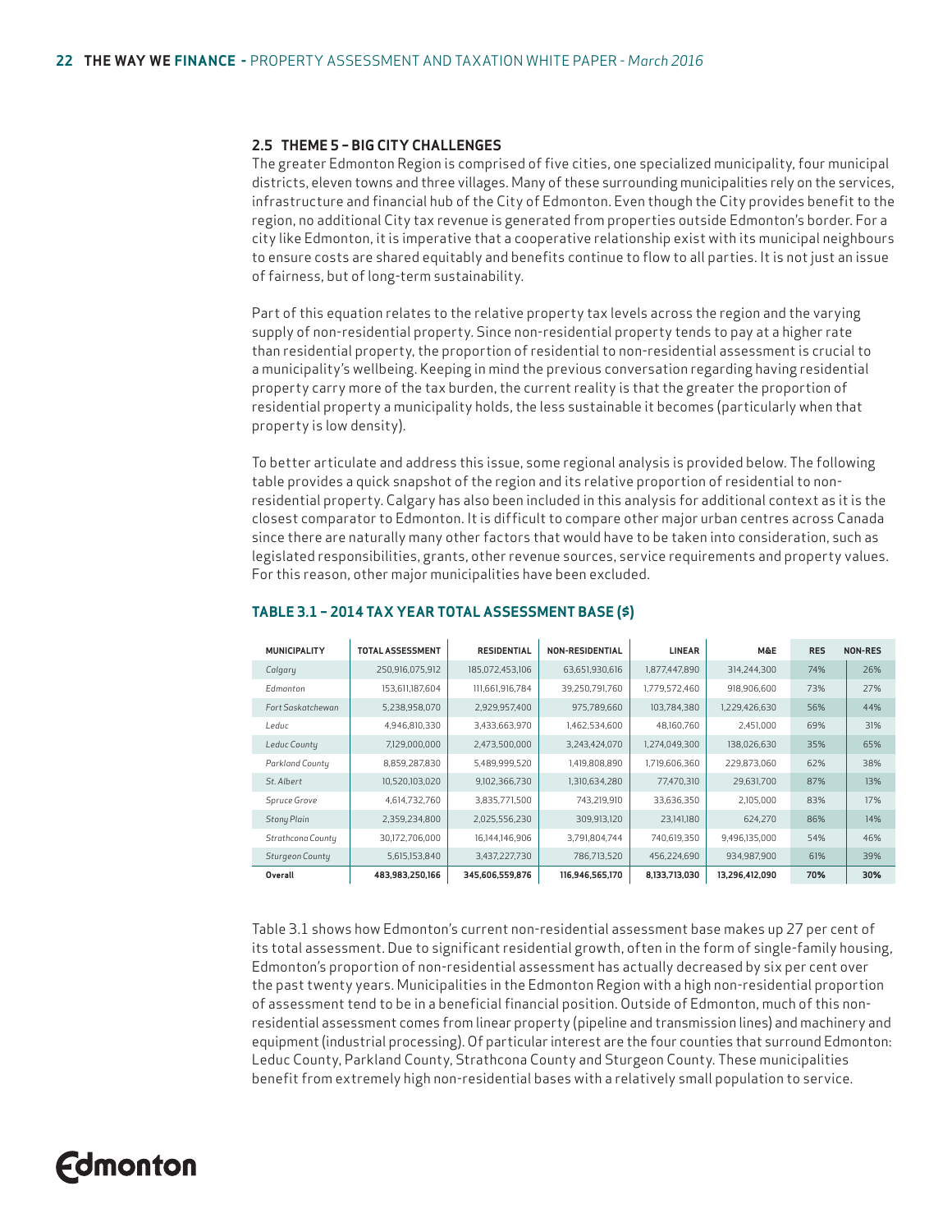### 2.5 THEME 5 – BIG CITY CHALLENGES

The greater Edmonton Region is comprised of five cities, one specialized municipality, four municipal districts, eleven towns and three villages. Many of these surrounding municipalities rely on the services, infrastructure and financial hub of the City of Edmonton. Even though the City provides benefit to the region, no additional City tax revenue is generated from properties outside Edmonton's border. For a city like Edmonton, it is imperative that a cooperative relationship exist with its municipal neighbours to ensure costs are shared equitably and benefits continue to flow to all parties. It is not just an issue of fairness, but of long-term sustainability.

Part of this equation relates to the relative property tax levels across the region and the varying supply of non-residential property. Since non-residential property tends to pay at a higher rate than residential property, the proportion of residential to non-residential assessment is crucial to a municipality's wellbeing. Keeping in mind the previous conversation regarding having residential property carry more of the tax burden, the current reality is that the greater the proportion of residential property a municipality holds, the less sustainable it becomes (particularly when that property is low density).

To better articulate and address this issue, some regional analysis is provided below. The following table provides a quick snapshot of the region and its relative proportion of residential to non-residential property. Calgary has also been included in this analysis for additional context as it is the closest comparator to Edmonton. It is difficult to compare other major urban centres across Canada since there are naturally many other factors that would have to be taken into consideration, such as legislated responsibilities, grants, other revenue sources, service requirements and property values. For this reason, other major municipalities have been excluded.

#### TABLE 3.1 – 2014 TAX YEAR TOTAL ASSESSMENT BASE ($)

| MUNICIPALITY | TOTAL ASSESSMENT | RESIDENTIAL | NON-RESIDENTIAL | LINEAR | M&E | RES | NON-RES |
|---|---|---|---|---|---|---|---|
| *Calgary* | 250,916,075,912 | 185,072,453,106 | 63,651,930,616 | 1,877,447,890 | 314,244,300 | 74% | 26% |
| *Edmonton* | 153,611,187,604 | 111,661,916,784 | 39,250,791,760 | 1,779,572,460 | 918,906,600 | 73% | 27% |
| *Fort Saskatchewan* | 5,238,958,070 | 2,929,957,400 | 975,789,660 | 103,784,380 | 1,229,426,630 | 56% | 44% |
| *Leduc* | 4,946,810,330 | 3,433,663,970 | 1,462,534,600 | 48,160,760 | 2,451,000 | 69% | 31% |
| *Leduc County* | 7,129,000,000 | 2,473,500,000 | 3,243,424,070 | 1,274,049,300 | 138,026,630 | 35% | 65% |
| *Parkland County* | 8,859,287,830 | 5,489,999,520 | 1,419,808,890 | 1,719,606,360 | 229,873,060 | 62% | 38% |
| *St. Albert* | 10,520,103,020 | 9,102,366,730 | 1,310,634,280 | 77,470,310 | 29,631,700 | 87% | 13% |
| *Spruce Grove* | 4,614,732,760 | 3,835,771,500 | 743,219,910 | 33,636,350 | 2,105,000 | 83% | 17% |
| *Stony Plain* | 2,359,234,800 | 2,025,556,230 | 309,913,120 | 23,141,180 | 624,270 | 86% | 14% |
| *Strathcona County* | 30,172,706,000 | 16,144,146,906 | 3,791,804,744 | 740,619,350 | 9,496,135,000 | 54% | 46% |
| *Sturgeon County* | 5,615,153,840 | 3,437,227,730 | 786,713,520 | 456,224,690 | 934,987,900 | 61% | 39% |
| **Overall** | **483,983,250,166** | **345,606,559,876** | **116,946,565,170** | **8,133,713,030** | **13,296,412,090** | **70%** | **30%** |

Table 3.1 shows how Edmonton's current non-residential assessment base makes up 27 per cent of its total assessment. Due to significant residential growth, often in the form of single-family housing, Edmonton's proportion of non-residential assessment has actually decreased by six per cent over the past twenty years. Municipalities in the Edmonton Region with a high non-residential proportion of assessment tend to be in a beneficial financial position. Outside of Edmonton, much of this non-residential assessment comes from linear property (pipeline and transmission lines) and machinery and equipment (industrial processing). Of particular interest are the four counties that surround Edmonton: Leduc County, Parkland County, Strathcona County and Sturgeon County. These municipalities benefit from extremely high non-residential bases with a relatively small population to service.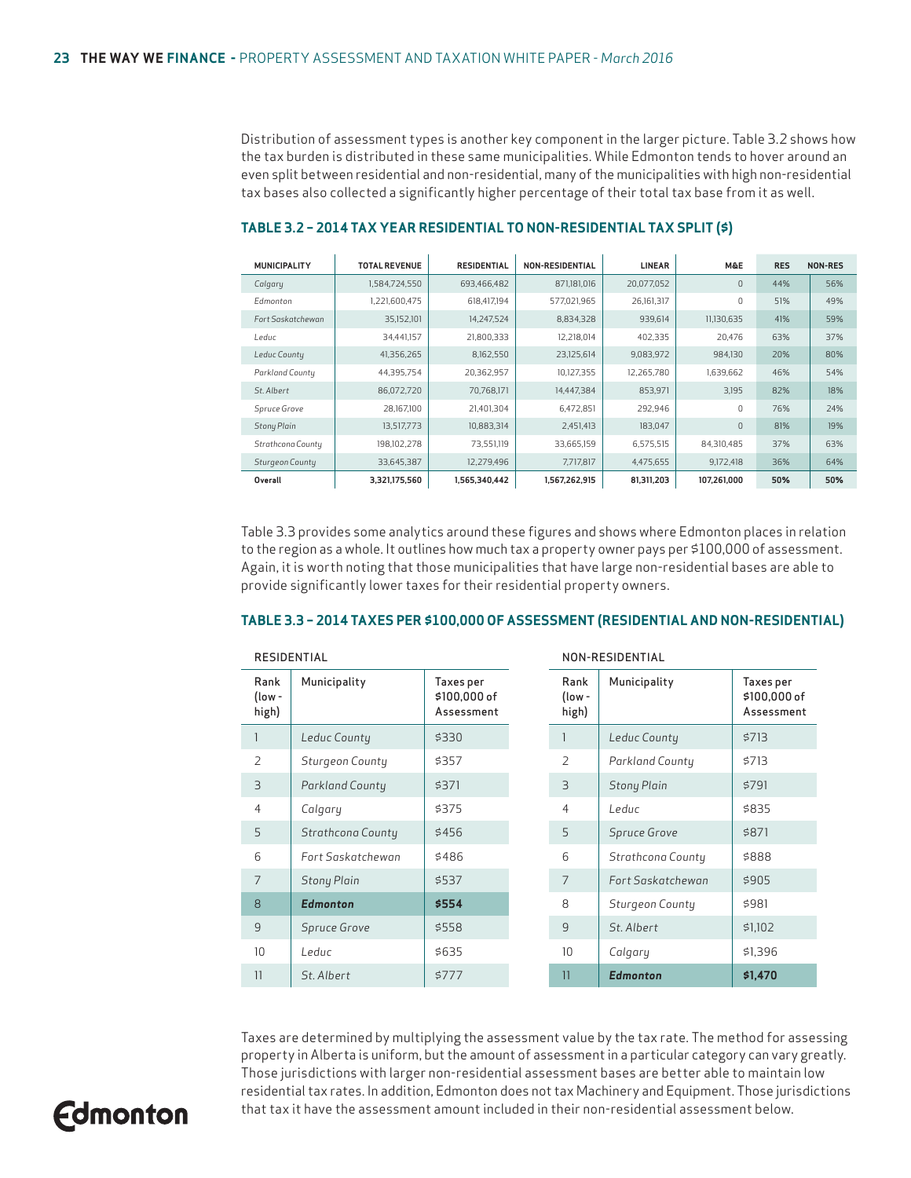Distribution of assessment types is another key component in the larger picture. Table 3.2 shows how the tax burden is distributed in these same municipalities. While Edmonton tends to hover around an even split between residential and non-residential, many of the municipalities with high non-residential tax bases also collected a significantly higher percentage of their total tax base from it as well.

### TABLE 3.2 – 2014 TAX YEAR RESIDENTIAL TO NON-RESIDENTIAL TAX SPLIT ($)

| MUNICIPALITY | TOTAL REVENUE | RESIDENTIAL | NON-RESIDENTIAL | LINEAR | M&E | RES | NON-RES |
|---|---|---|---|---|---|---|---|
| *Calgary* | 1,584,724,550 | 693,466,482 | 871,181,016 | 20,077,052 | 0 | 44% | 56% |
| *Edmonton* | 1,221,600,475 | 618,417,194 | 577,021,965 | 26,161,317 | 0 | 51% | 49% |
| *Fort Saskatchewan* | 35,152,101 | 14,247,524 | 8,834,328 | 939,614 | 11,130,635 | 41% | 59% |
| *Leduc* | 34,441,157 | 21,800,333 | 12,218,014 | 402,335 | 20,476 | 63% | 37% |
| *Leduc County* | 41,356,265 | 8,162,550 | 23,125,614 | 9,083,972 | 984,130 | 20% | 80% |
| *Parkland County* | 44,395,754 | 20,362,957 | 10,127,355 | 12,265,780 | 1,639,662 | 46% | 54% |
| *St. Albert* | 86,072,720 | 70,768,171 | 14,447,384 | 853,971 | 3,195 | 82% | 18% |
| *Spruce Grove* | 28,167,100 | 21,401,304 | 6,472,851 | 292,946 | 0 | 76% | 24% |
| *Stony Plain* | 13,517,773 | 10,883,314 | 2,451,413 | 183,047 | 0 | 81% | 19% |
| *Strathcona County* | 198,102,278 | 73,551,119 | 33,665,159 | 6,575,515 | 84,310,485 | 37% | 63% |
| *Sturgeon County* | 33,645,387 | 12,279,496 | 7,717,817 | 4,475,655 | 9,172,418 | 36% | 64% |
| **Overall** | **3,321,175,560** | **1,565,340,442** | **1,567,262,915** | **81,311,203** | **107,261,000** | **50%** | **50%** |

Table 3.3 provides some analytics around these figures and shows where Edmonton places in relation to the region as a whole. It outlines how much tax a property owner pays per $100,000 of assessment. Again, it is worth noting that those municipalities that have large non-residential bases are able to provide significantly lower taxes for their residential property owners.

### TABLE 3.3 – 2014 TAXES PER $100,000 OF ASSESSMENT (RESIDENTIAL AND NON-RESIDENTIAL)

RESIDENTIAL

| Rank (low - high) | Municipality | Taxes per $100,000 of Assessment |
|---|---|---|
| 1 | *Leduc County* | $330 |
| 2 | *Sturgeon County* | $357 |
| 3 | *Parkland County* | $371 |
| 4 | *Calgary* | $375 |
| 5 | *Strathcona County* | $456 |
| 6 | *Fort Saskatchewan* | $486 |
| 7 | *Stony Plain* | $537 |
| 8 | ***Edmonton*** | **$554** |
| 9 | *Spruce Grove* | $558 |
| 10 | *Leduc* | $635 |
| 11 | *St. Albert* | $777 |

NON-RESIDENTIAL

| Rank (low - high) | Municipality | Taxes per $100,000 of Assessment |
|---|---|---|
| 1 | *Leduc County* | $713 |
| 2 | *Parkland County* | $713 |
| 3 | *Stony Plain* | $791 |
| 4 | *Leduc* | $835 |
| 5 | *Spruce Grove* | $871 |
| 6 | *Strathcona County* | $888 |
| 7 | *Fort Saskatchewan* | $905 |
| 8 | *Sturgeon County* | $981 |
| 9 | *St. Albert* | $1,102 |
| 10 | *Calgary* | $1,396 |
| 11 | ***Edmonton*** | **$1,470** |

Taxes are determined by multiplying the assessment value by the tax rate. The method for assessing property in Alberta is uniform, but the amount of assessment in a particular category can vary greatly. Those jurisdictions with larger non-residential assessment bases are better able to maintain low residential tax rates. In addition, Edmonton does not tax Machinery and Equipment. Those jurisdictions that tax it have the assessment amount included in their non-residential assessment below.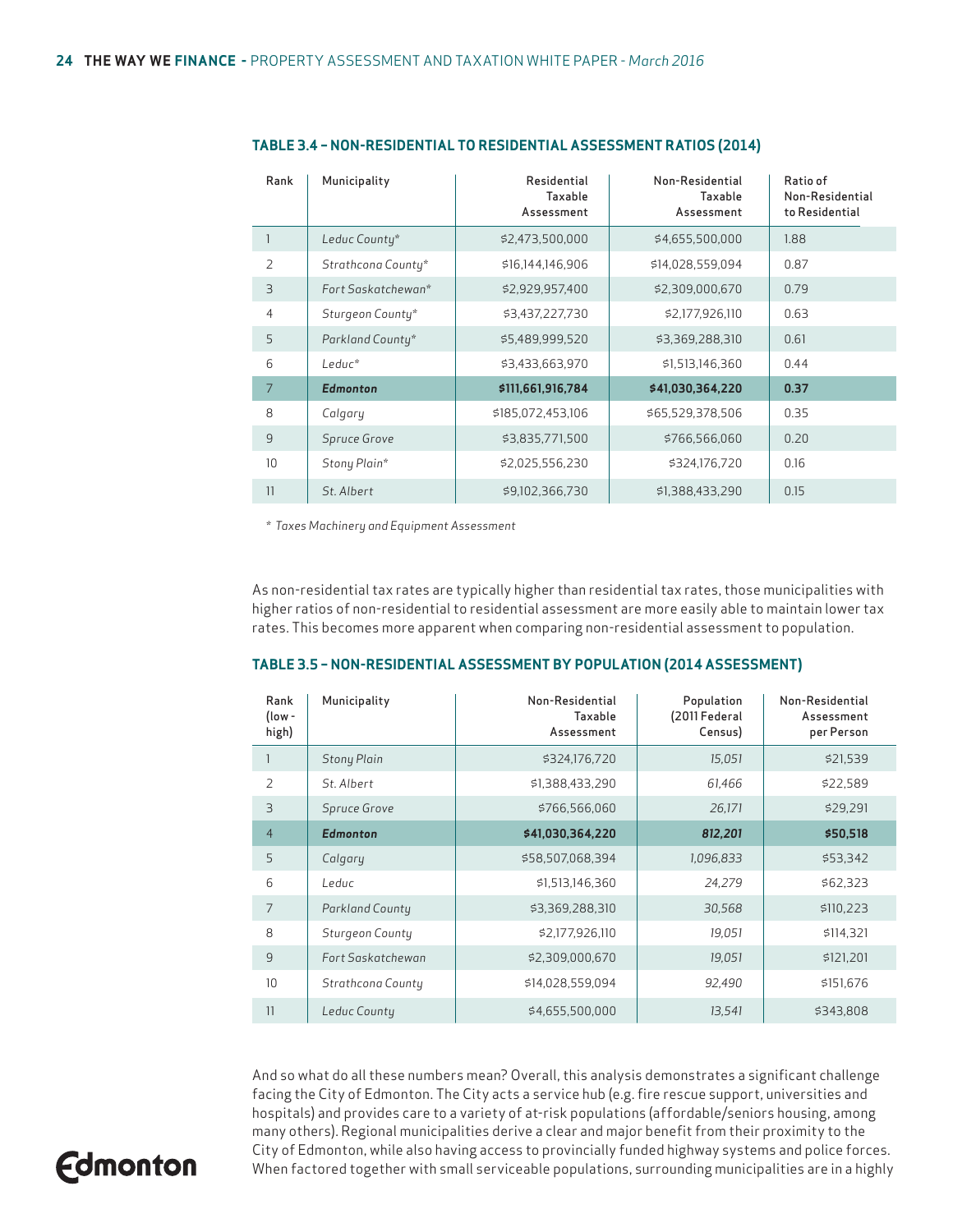#### TABLE 3.4 – NON-RESIDENTIAL TO RESIDENTIAL ASSESSMENT RATIOS (2014)

| Rank | Municipality | Residential Taxable Assessment | Non-Residential Taxable Assessment | Ratio of Non-Residential to Residential |
|---|---|---|---|---|
| 1 | *Leduc County** | $2,473,500,000 | $4,655,500,000 | 1.88 |
| 2 | *Strathcona County** | $16,144,146,906 | $14,028,559,094 | 0.87 |
| 3 | *Fort Saskatchewan** | $2,929,957,400 | $2,309,000,670 | 0.79 |
| 4 | *Sturgeon County** | $3,437,227,730 | $2,177,926,110 | 0.63 |
| 5 | *Parkland County** | $5,489,999,520 | $3,369,288,310 | 0.61 |
| 6 | *Leduc** | $3,433,663,970 | $1,513,146,360 | 0.44 |
| **7** | ***Edmonton*** | **$111,661,916,784** | **$41,030,364,220** | **0.37** |
| 8 | *Calgary* | $185,072,453,106 | $65,529,378,506 | 0.35 |
| 9 | *Spruce Grove* | $3,835,771,500 | $766,566,060 | 0.20 |
| 10 | *Stony Plain** | $2,025,556,230 | $324,176,720 | 0.16 |
| 11 | *St. Albert* | $9,102,366,730 | $1,388,433,290 | 0.15 |

*\* Taxes Machinery and Equipment Assessment*

As non-residential tax rates are typically higher than residential tax rates, those municipalities with higher ratios of non-residential to residential assessment are more easily able to maintain lower tax rates. This becomes more apparent when comparing non-residential assessment to population.

#### TABLE 3.5 – NON-RESIDENTIAL ASSESSMENT BY POPULATION (2014 ASSESSMENT)

| Rank (low - high) | Municipality | Non-Residential Taxable Assessment | Population (2011 Federal Census) | Non-Residential Assessment per Person |
|---|---|---|---|---|
| 1 | *Stony Plain* | $324,176,720 | *15,051* | $21,539 |
| 2 | *St. Albert* | $1,388,433,290 | *61,466* | $22,589 |
| 3 | *Spruce Grove* | $766,566,060 | *26,171* | $29,291 |
| **4** | ***Edmonton*** | **$41,030,364,220** | ***812,201*** | **$50,518** |
| 5 | *Calgary* | $58,507,068,394 | *1,096,833* | $53,342 |
| 6 | *Leduc* | $1,513,146,360 | *24,279* | $62,323 |
| 7 | *Parkland County* | $3,369,288,310 | *30,568* | $110,223 |
| 8 | *Sturgeon County* | $2,177,926,110 | *19,051* | $114,321 |
| 9 | *Fort Saskatchewan* | $2,309,000,670 | *19,051* | $121,201 |
| 10 | *Strathcona County* | $14,028,559,094 | *92,490* | $151,676 |
| 11 | *Leduc County* | $4,655,500,000 | *13,541* | $343,808 |

And so what do all these numbers mean? Overall, this analysis demonstrates a significant challenge facing the City of Edmonton. The City acts a service hub (e.g. fire rescue support, universities and hospitals) and provides care to a variety of at-risk populations (affordable/seniors housing, among many others). Regional municipalities derive a clear and major benefit from their proximity to the City of Edmonton, while also having access to provincially funded highway systems and police forces. When factored together with small serviceable populations, surrounding municipalities are in a highly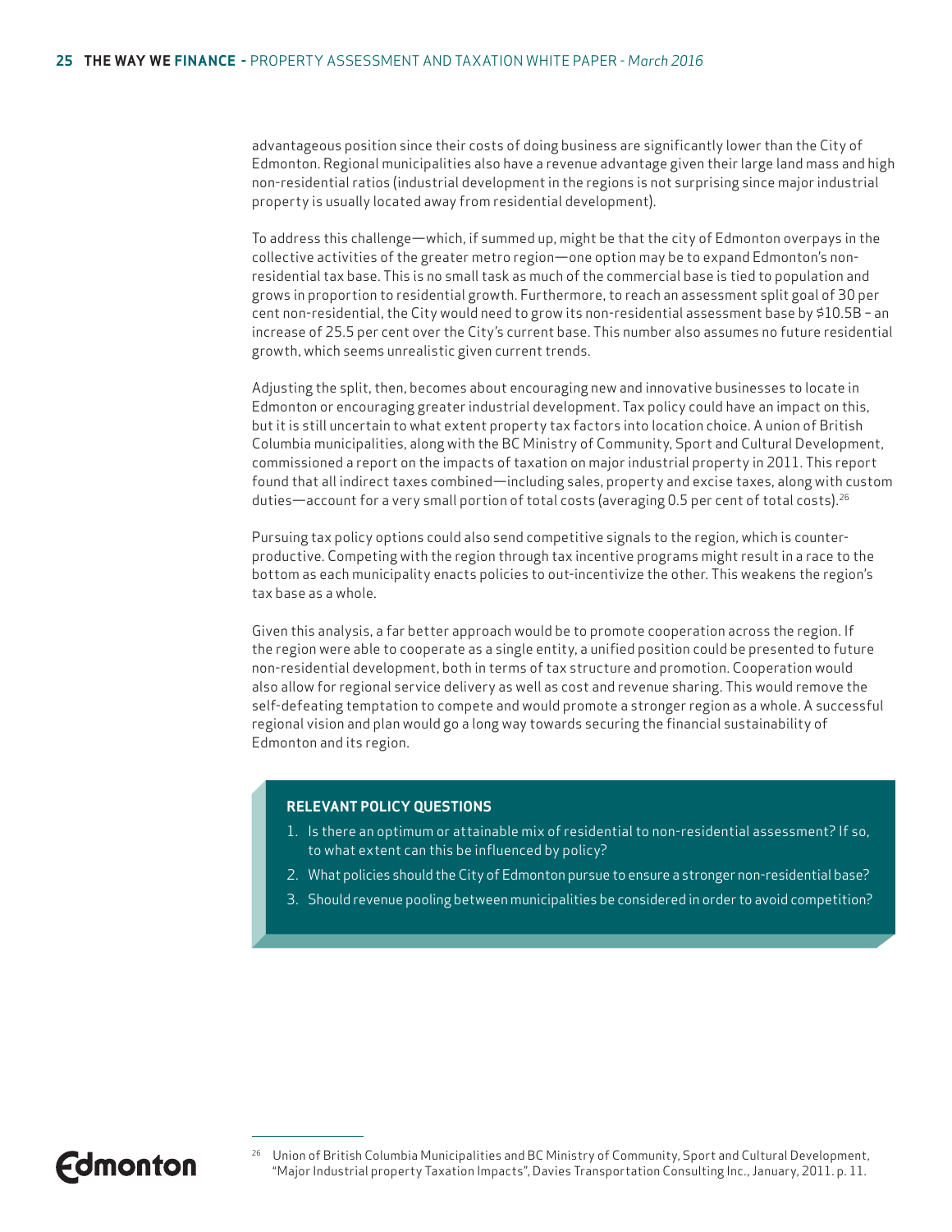advantageous position since their costs of doing business are significantly lower than the City of Edmonton. Regional municipalities also have a revenue advantage given their large land mass and high non-residential ratios (industrial development in the regions is not surprising since major industrial property is usually located away from residential development).

To address this challenge—which, if summed up, might be that the city of Edmonton overpays in the collective activities of the greater metro region—one option may be to expand Edmonton's non-residential tax base. This is no small task as much of the commercial base is tied to population and grows in proportion to residential growth. Furthermore, to reach an assessment split goal of 30 per cent non-residential, the City would need to grow its non-residential assessment base by $10.5B – an increase of 25.5 per cent over the City's current base. This number also assumes no future residential growth, which seems unrealistic given current trends.

Adjusting the split, then, becomes about encouraging new and innovative businesses to locate in Edmonton or encouraging greater industrial development. Tax policy could have an impact on this, but it is still uncertain to what extent property tax factors into location choice. A union of British Columbia municipalities, along with the BC Ministry of Community, Sport and Cultural Development, commissioned a report on the impacts of taxation on major industrial property in 2011. This report found that all indirect taxes combined—including sales, property and excise taxes, along with custom duties—account for a very small portion of total costs (averaging 0.5 per cent of total costs).[26]

Pursuing tax policy options could also send competitive signals to the region, which is counter-productive. Competing with the region through tax incentive programs might result in a race to the bottom as each municipality enacts policies to out-incentivize the other. This weakens the region's tax base as a whole.

Given this analysis, a far better approach would be to promote cooperation across the region. If the region were able to cooperate as a single entity, a unified position could be presented to future non-residential development, both in terms of tax structure and promotion. Cooperation would also allow for regional service delivery as well as cost and revenue sharing. This would remove the self-defeating temptation to compete and would promote a stronger region as a whole. A successful regional vision and plan would go a long way towards securing the financial sustainability of Edmonton and its region.

**RELEVANT POLICY QUESTIONS**

1. Is there an optimum or attainable mix of residential to non-residential assessment? If so, to what extent can this be influenced by policy?
2. What policies should the City of Edmonton pursue to ensure a stronger non-residential base?
3. Should revenue pooling between municipalities be considered in order to avoid competition?

[26] Union of British Columbia Municipalities and BC Ministry of Community, Sport and Cultural Development, "Major Industrial property Taxation Impacts", Davies Transportation Consulting Inc., January, 2011. p. 11.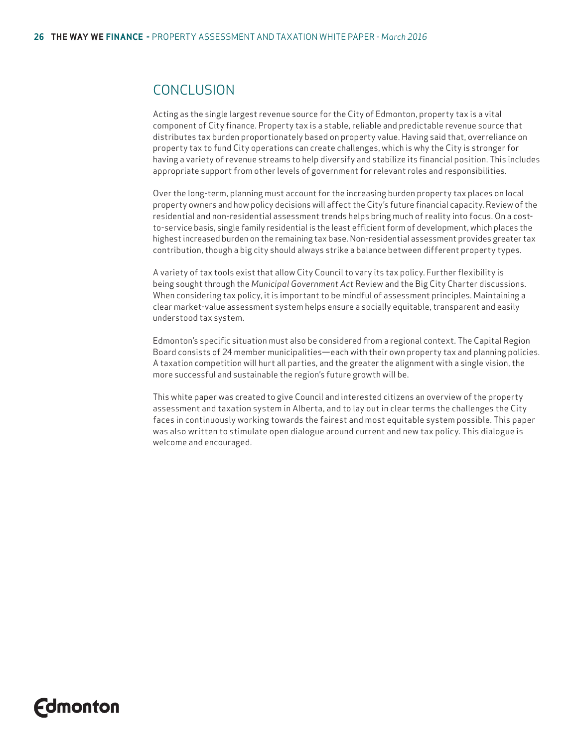## CONCLUSION

Acting as the single largest revenue source for the City of Edmonton, property tax is a vital component of City finance. Property tax is a stable, reliable and predictable revenue source that distributes tax burden proportionately based on property value. Having said that, overreliance on property tax to fund City operations can create challenges, which is why the City is stronger for having a variety of revenue streams to help diversify and stabilize its financial position. This includes appropriate support from other levels of government for relevant roles and responsibilities.

Over the long-term, planning must account for the increasing burden property tax places on local property owners and how policy decisions will affect the City's future financial capacity. Review of the residential and non-residential assessment trends helps bring much of reality into focus. On a cost-to-service basis, single family residential is the least efficient form of development, which places the highest increased burden on the remaining tax base. Non-residential assessment provides greater tax contribution, though a big city should always strike a balance between different property types.

A variety of tax tools exist that allow City Council to vary its tax policy. Further flexibility is being sought through the *Municipal Government Act* Review and the Big City Charter discussions. When considering tax policy, it is important to be mindful of assessment principles. Maintaining a clear market-value assessment system helps ensure a socially equitable, transparent and easily understood tax system.

Edmonton's specific situation must also be considered from a regional context. The Capital Region Board consists of 24 member municipalities—each with their own property tax and planning policies. A taxation competition will hurt all parties, and the greater the alignment with a single vision, the more successful and sustainable the region's future growth will be.

This white paper was created to give Council and interested citizens an overview of the property assessment and taxation system in Alberta, and to lay out in clear terms the challenges the City faces in continuously working towards the fairest and most equitable system possible. This paper was also written to stimulate open dialogue around current and new tax policy. This dialogue is welcome and encouraged.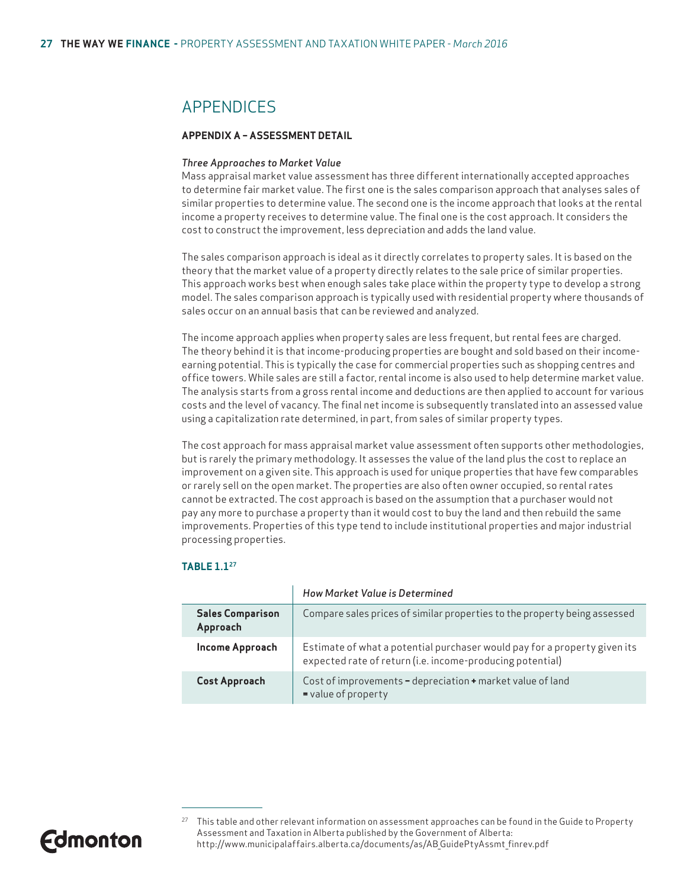# APPENDICES

## APPENDIX A – ASSESSMENT DETAIL

### *Three Approaches to Market Value*

Mass appraisal market value assessment has three different internationally accepted approaches to determine fair market value. The first one is the sales comparison approach that analyses sales of similar properties to determine value. The second one is the income approach that looks at the rental income a property receives to determine value. The final one is the cost approach. It considers the cost to construct the improvement, less depreciation and adds the land value.

The sales comparison approach is ideal as it directly correlates to property sales. It is based on the theory that the market value of a property directly relates to the sale price of similar properties. This approach works best when enough sales take place within the property type to develop a strong model. The sales comparison approach is typically used with residential property where thousands of sales occur on an annual basis that can be reviewed and analyzed.

The income approach applies when property sales are less frequent, but rental fees are charged. The theory behind it is that income-producing properties are bought and sold based on their income-earning potential. This is typically the case for commercial properties such as shopping centres and office towers. While sales are still a factor, rental income is also used to help determine market value. The analysis starts from a gross rental income and deductions are then applied to account for various costs and the level of vacancy. The final net income is subsequently translated into an assessed value using a capitalization rate determined, in part, from sales of similar property types.

The cost approach for mass appraisal market value assessment often supports other methodologies, but is rarely the primary methodology. It assesses the value of the land plus the cost to replace an improvement on a given site. This approach is used for unique properties that have few comparables or rarely sell on the open market. The properties are also often owner occupied, so rental rates cannot be extracted. The cost approach is based on the assumption that a purchaser would not pay any more to purchase a property than it would cost to buy the land and then rebuild the same improvements. Properties of this type tend to include institutional properties and major industrial processing properties.

**TABLE 1.1**[27]

| | *How Market Value is Determined* |
|---|---|
| **Sales Comparison Approach** | Compare sales prices of similar properties to the property being assessed |
| **Income Approach** | Estimate of what a potential purchaser would pay for a property given its expected rate of return (i.e. income-producing potential) |
| **Cost Approach** | Cost of improvements **–** depreciation **+** market value of land **=** value of property |

[27] This table and other relevant information on assessment approaches can be found in the Guide to Property Assessment and Taxation in Alberta published by the Government of Alberta: http://www.municipalaffairs.alberta.ca/documents/as/AB_GuidePtyAssmt_finrev.pdf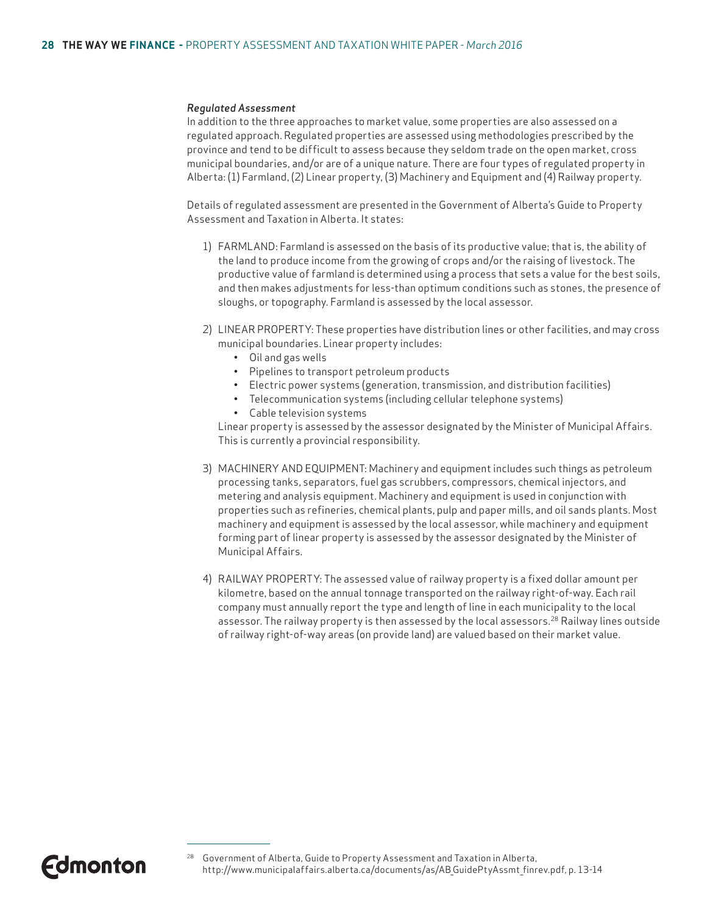*Regulated Assessment*

In addition to the three approaches to market value, some properties are also assessed on a regulated approach. Regulated properties are assessed using methodologies prescribed by the province and tend to be difficult to assess because they seldom trade on the open market, cross municipal boundaries, and/or are of a unique nature. There are four types of regulated property in Alberta: (1) Farmland, (2) Linear property, (3) Machinery and Equipment and (4) Railway property.

Details of regulated assessment are presented in the Government of Alberta's Guide to Property Assessment and Taxation in Alberta. It states:

1) FARMLAND: Farmland is assessed on the basis of its productive value; that is, the ability of the land to produce income from the growing of crops and/or the raising of livestock. The productive value of farmland is determined using a process that sets a value for the best soils, and then makes adjustments for less-than optimum conditions such as stones, the presence of sloughs, or topography. Farmland is assessed by the local assessor.

2) LINEAR PROPERTY: These properties have distribution lines or other facilities, and may cross municipal boundaries. Linear property includes:
   - Oil and gas wells
   - Pipelines to transport petroleum products
   - Electric power systems (generation, transmission, and distribution facilities)
   - Telecommunication systems (including cellular telephone systems)
   - Cable television systems

   Linear property is assessed by the assessor designated by the Minister of Municipal Affairs. This is currently a provincial responsibility.

3) MACHINERY AND EQUIPMENT: Machinery and equipment includes such things as petroleum processing tanks, separators, fuel gas scrubbers, compressors, chemical injectors, and metering and analysis equipment. Machinery and equipment is used in conjunction with properties such as refineries, chemical plants, pulp and paper mills, and oil sands plants. Most machinery and equipment is assessed by the local assessor, while machinery and equipment forming part of linear property is assessed by the assessor designated by the Minister of Municipal Affairs.

4) RAILWAY PROPERTY: The assessed value of railway property is a fixed dollar amount per kilometre, based on the annual tonnage transported on the railway right-of-way. Each rail company must annually report the type and length of line in each municipality to the local assessor. The railway property is then assessed by the local assessors.[28] Railway lines outside of railway right-of-way areas (on provide land) are valued based on their market value.

---

[28] Government of Alberta, Guide to Property Assessment and Taxation in Alberta, http://www.municipalaffairs.alberta.ca/documents/as/AB_GuidePtyAssmt_finrev.pdf, p. 13-14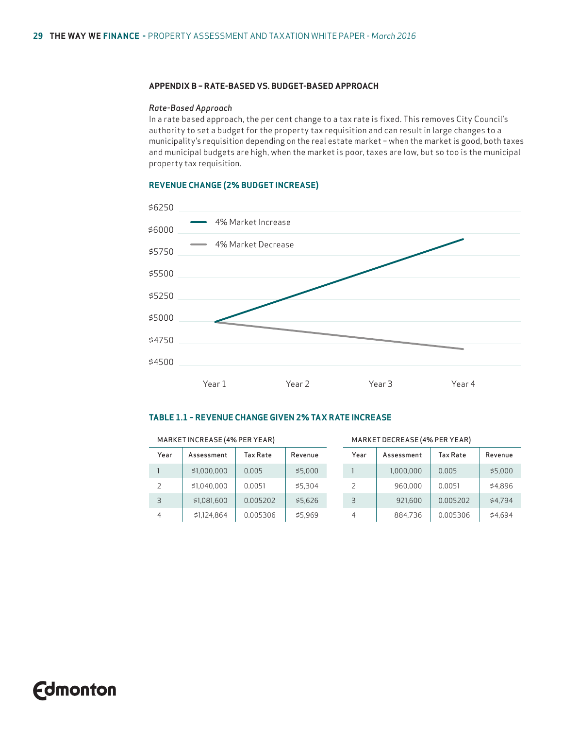### APPENDIX B – RATE-BASED VS. BUDGET-BASED APPROACH

*Rate-Based Approach*

In a rate based approach, the per cent change to a tax rate is fixed. This removes City Council's authority to set a budget for the property tax requisition and can result in large changes to a municipality's requisition depending on the real estate market – when the market is good, both taxes and municipal budgets are high, when the market is poor, taxes are low, but so too is the municipal property tax requisition.

**REVENUE CHANGE (2% BUDGET INCREASE)**

**TABLE 1.1 – REVENUE CHANGE GIVEN 2% TAX RATE INCREASE**

MARKET INCREASE (4% PER YEAR)

| Year | Assessment | Tax Rate | Revenue |
|---|---|---|---|
| 1 | $1,000,000 | 0.005 | $5,000 |
| 2 | $1,040,000 | 0.0051 | $5,304 |
| 3 | $1,081,600 | 0.005202 | $5,626 |
| 4 | $1,124,864 | 0.005306 | $5,969 |

MARKET DECREASE (4% PER YEAR)

| Year | Assessment | Tax Rate | Revenue |
|---|---|---|---|
| 1 | 1,000,000 | 0.005 | $5,000 |
| 2 | 960,000 | 0.0051 | $4,896 |
| 3 | 921,600 | 0.005202 | $4,794 |
| 4 | 884,736 | 0.005306 | $4,694 |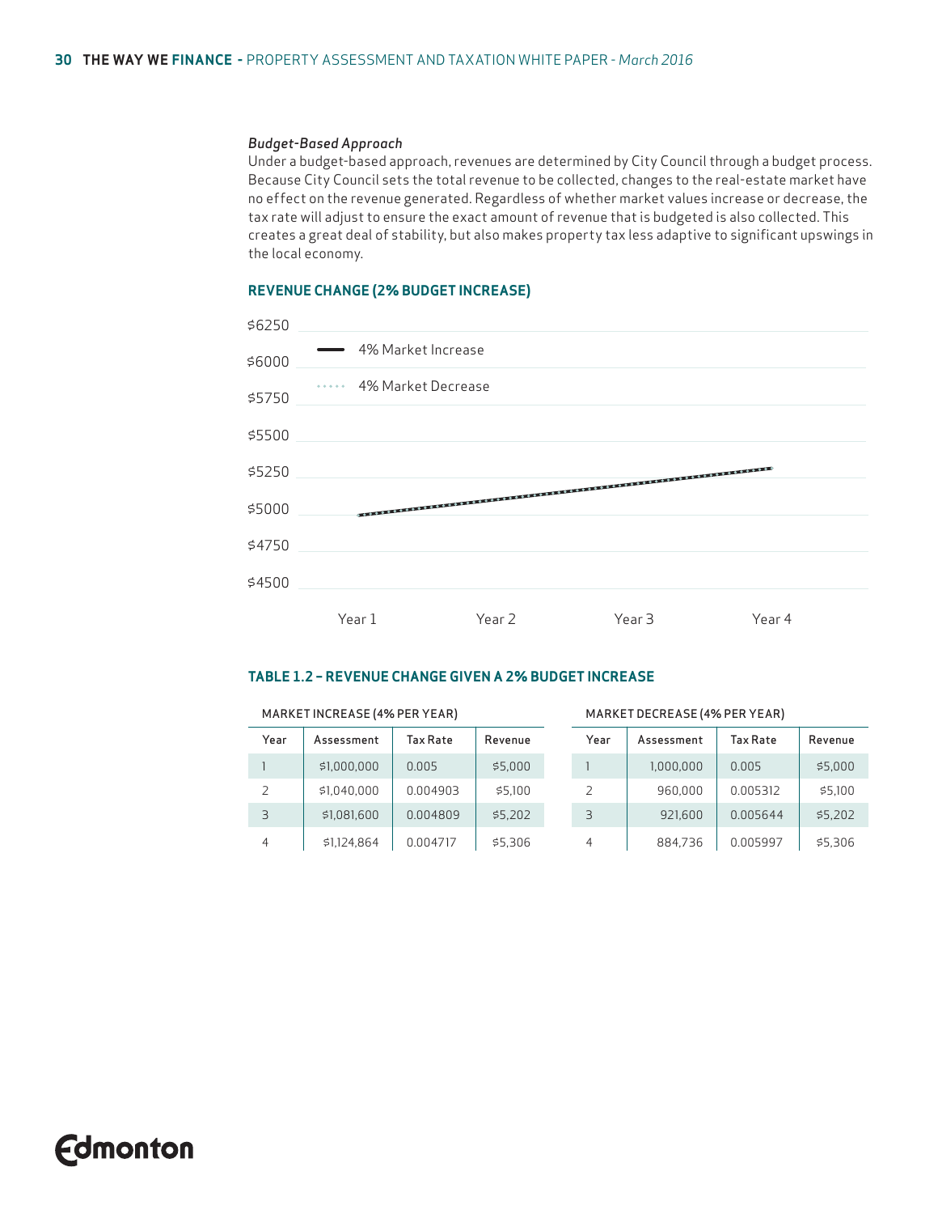*Budget-Based Approach*

Under a budget-based approach, revenues are determined by City Council through a budget process. Because City Council sets the total revenue to be collected, changes to the real-estate market have no effect on the revenue generated. Regardless of whether market values increase or decrease, the tax rate will adjust to ensure the exact amount of revenue that is budgeted is also collected. This creates a great deal of stability, but also makes property tax less adaptive to significant upswings in the local economy.

### REVENUE CHANGE (2% BUDGET INCREASE)

### TABLE 1.2 – REVENUE CHANGE GIVEN A 2% BUDGET INCREASE

MARKET INCREASE (4% PER YEAR)

| Year | Assessment | Tax Rate | Revenue |
|---|---|---|---|
| 1 | $1,000,000 | 0.005 | $5,000 |
| 2 | $1,040,000 | 0.004903 | $5,100 |
| 3 | $1,081,600 | 0.004809 | $5,202 |
| 4 | $1,124,864 | 0.004717 | $5,306 |

MARKET DECREASE (4% PER YEAR)

| Year | Assessment | Tax Rate | Revenue |
|---|---|---|---|
| 1 | 1,000,000 | 0.005 | $5,000 |
| 2 | 960,000 | 0.005312 | $5,100 |
| 3 | 921,600 | 0.005644 | $5,202 |
| 4 | 884,736 | 0.005997 | $5,306 |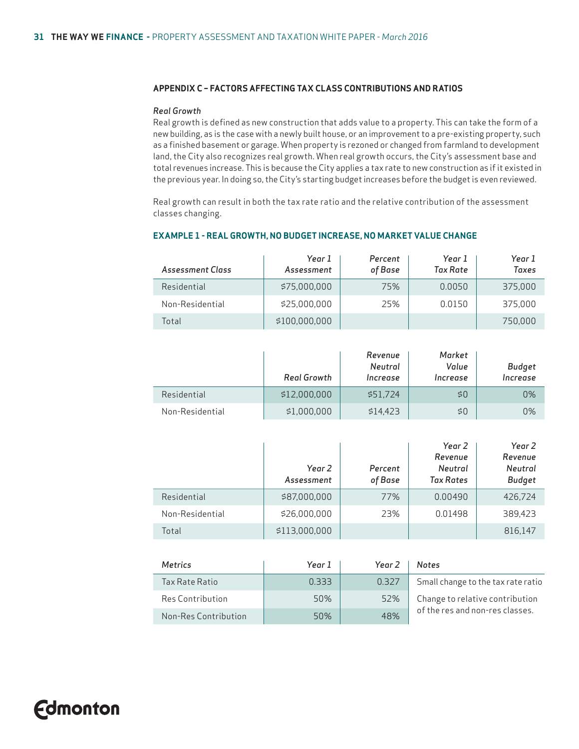## APPENDIX C – FACTORS AFFECTING TAX CLASS CONTRIBUTIONS AND RATIOS

*Real Growth*

Real growth is defined as new construction that adds value to a property. This can take the form of a new building, as is the case with a newly built house, or an improvement to a pre-existing property, such as a finished basement or garage. When property is rezoned or changed from farmland to development land, the City also recognizes real growth. When real growth occurs, the City's assessment base and total revenues increase. This is because the City applies a tax rate to new construction as if it existed in the previous year. In doing so, the City's starting budget increases before the budget is even reviewed.

Real growth can result in both the tax rate ratio and the relative contribution of the assessment classes changing.

### EXAMPLE 1 - REAL GROWTH, NO BUDGET INCREASE, NO MARKET VALUE CHANGE

| *Assessment Class* | *Year 1 Assessment* | *Percent of Base* | *Year 1 Tax Rate* | *Year 1 Taxes* |
|---|---|---|---|---|
| Residential | $75,000,000 | 75% | 0.0050 | 375,000 |
| Non-Residential | $25,000,000 | 25% | 0.0150 | 375,000 |
| Total | $100,000,000 | | | 750,000 |

| | *Real Growth* | *Revenue Neutral Increase* | *Market Value Increase* | *Budget Increase* |
|---|---|---|---|---|
| Residential | $12,000,000 | $51,724 | $0 | 0% |
| Non-Residential | $1,000,000 | $14,423 | $0 | 0% |

| | *Year 2 Assessment* | *Percent of Base* | *Year 2 Revenue Neutral Tax Rates* | *Year 2 Revenue Neutral Budget* |
|---|---|---|---|---|
| Residential | $87,000,000 | 77% | 0.00490 | 426,724 |
| Non-Residential | $26,000,000 | 23% | 0.01498 | 389,423 |
| Total | $113,000,000 | | | 816,147 |

| *Metrics* | *Year 1* | *Year 2* | *Notes* |
|---|---|---|---|
| Tax Rate Ratio | 0.333 | 0.327 | Small change to the tax rate ratio |
| Res Contribution | 50% | 52% | Change to relative contribution of the res and non-res classes. |
| Non-Res Contribution | 50% | 48% | |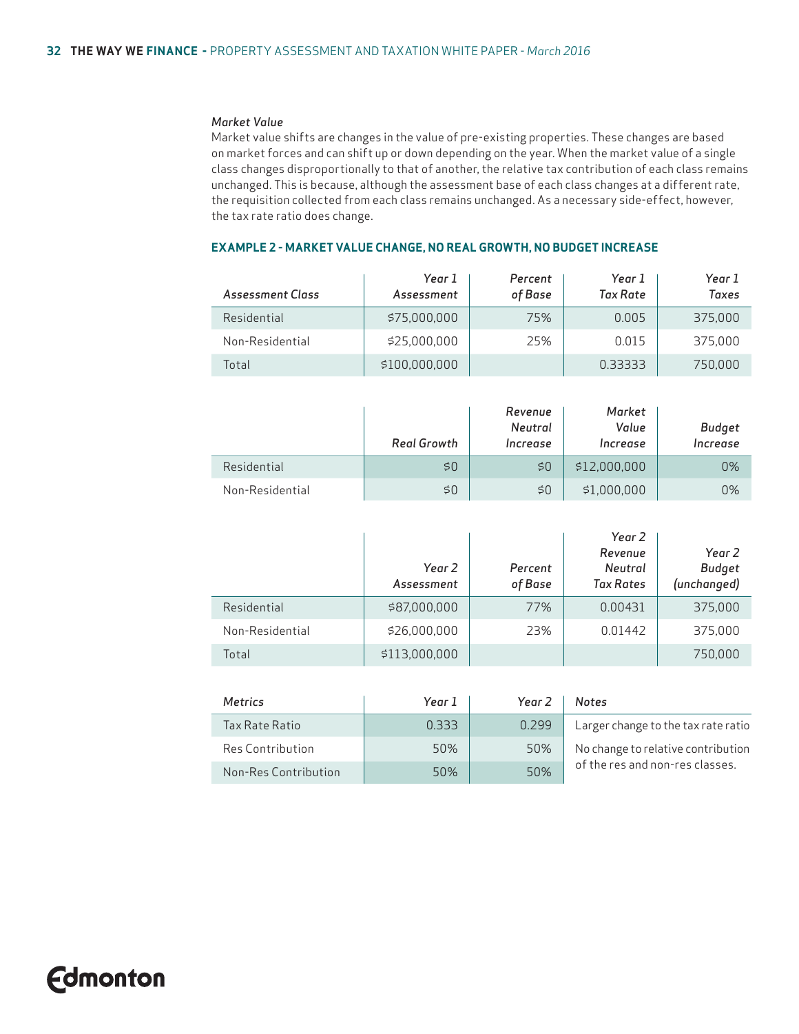*Market Value*

Market value shifts are changes in the value of pre-existing properties. These changes are based on market forces and can shift up or down depending on the year. When the market value of a single class changes disproportionally to that of another, the relative tax contribution of each class remains unchanged. This is because, although the assessment base of each class changes at a different rate, the requisition collected from each class remains unchanged. As a necessary side-effect, however, the tax rate ratio does change.

### EXAMPLE 2 - MARKET VALUE CHANGE, NO REAL GROWTH, NO BUDGET INCREASE

| *Assessment Class* | *Year 1 Assessment* | *Percent of Base* | *Year 1 Tax Rate* | *Year 1 Taxes* |
|---|---|---|---|---|
| Residential | $75,000,000 | 75% | 0.005 | 375,000 |
| Non-Residential | $25,000,000 | 25% | 0.015 | 375,000 |
| Total | $100,000,000 | | 0.33333 | 750,000 |

| | *Real Growth* | *Revenue Neutral Increase* | *Market Value Increase* | *Budget Increase* |
|---|---|---|---|---|
| Residential | $0 | $0 | $12,000,000 | 0% |
| Non-Residential | $0 | $0 | $1,000,000 | 0% |

| | *Year 2 Assessment* | *Percent of Base* | *Year 2 Revenue Neutral Tax Rates* | *Year 2 Budget (unchanged)* |
|---|---|---|---|---|
| Residential | $87,000,000 | 77% | 0.00431 | 375,000 |
| Non-Residential | $26,000,000 | 23% | 0.01442 | 375,000 |
| Total | $113,000,000 | | | 750,000 |

| *Metrics* | *Year 1* | *Year 2* | *Notes* |
|---|---|---|---|
| Tax Rate Ratio | 0.333 | 0.299 | Larger change to the tax rate ratio |
| Res Contribution | 50% | 50% | No change to relative contribution of the res and non-res classes. |
| Non-Res Contribution | 50% | 50% | |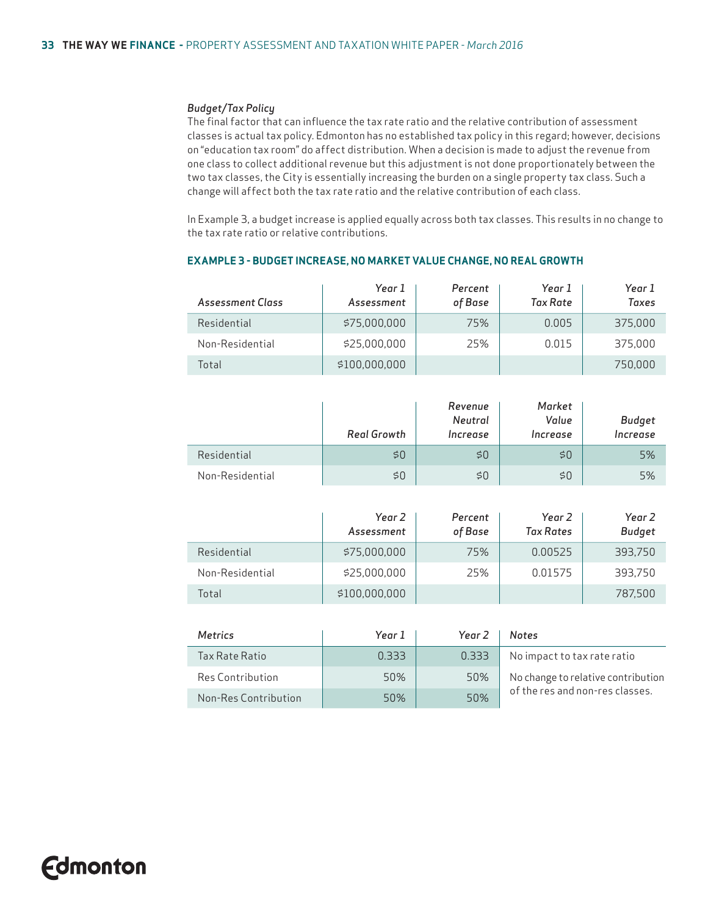*Budget/Tax Policy*

The final factor that can influence the tax rate ratio and the relative contribution of assessment classes is actual tax policy. Edmonton has no established tax policy in this regard; however, decisions on "education tax room" do affect distribution. When a decision is made to adjust the revenue from one class to collect additional revenue but this adjustment is not done proportionately between the two tax classes, the City is essentially increasing the burden on a single property tax class. Such a change will affect both the tax rate ratio and the relative contribution of each class.

In Example 3, a budget increase is applied equally across both tax classes. This results in no change to the tax rate ratio or relative contributions.

### EXAMPLE 3 - BUDGET INCREASE, NO MARKET VALUE CHANGE, NO REAL GROWTH

| *Assessment Class* | *Year 1 Assessment* | *Percent of Base* | *Year 1 Tax Rate* | *Year 1 Taxes* |
|---|---|---|---|---|
| Residential | $75,000,000 | 75% | 0.005 | 375,000 |
| Non-Residential | $25,000,000 | 25% | 0.015 | 375,000 |
| Total | $100,000,000 | | | 750,000 |

| | *Real Growth* | *Revenue Neutral Increase* | *Market Value Increase* | *Budget Increase* |
|---|---|---|---|---|
| Residential | $0 | $0 | $0 | 5% |
| Non-Residential | $0 | $0 | $0 | 5% |

| | *Year 2 Assessment* | *Percent of Base* | *Year 2 Tax Rates* | *Year 2 Budget* |
|---|---|---|---|---|
| Residential | $75,000,000 | 75% | 0.00525 | 393,750 |
| Non-Residential | $25,000,000 | 25% | 0.01575 | 393,750 |
| Total | $100,000,000 | | | 787,500 |

| *Metrics* | *Year 1* | *Year 2* | *Notes* |
|---|---|---|---|
| Tax Rate Ratio | 0.333 | 0.333 | No impact to tax rate ratio |
| Res Contribution | 50% | 50% | No change to relative contribution of the res and non-res classes. |
| Non-Res Contribution | 50% | 50% | |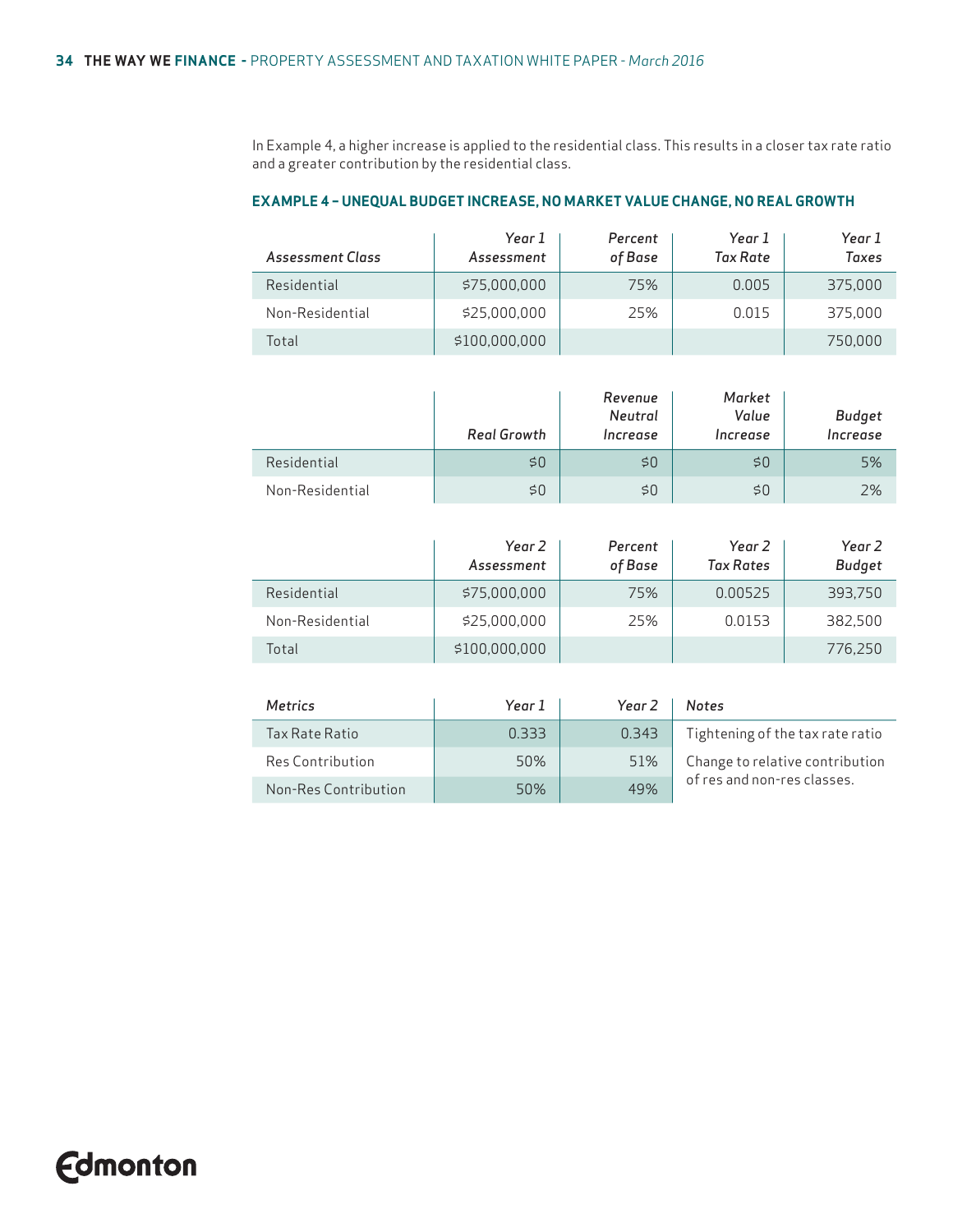In Example 4, a higher increase is applied to the residential class. This results in a closer tax rate ratio and a greater contribution by the residential class.

### EXAMPLE 4 – UNEQUAL BUDGET INCREASE, NO MARKET VALUE CHANGE, NO REAL GROWTH

| *Assessment Class* | *Year 1 Assessment* | *Percent of Base* | *Year 1 Tax Rate* | *Year 1 Taxes* |
|---|---|---|---|---|
| Residential | $75,000,000 | 75% | 0.005 | 375,000 |
| Non-Residential | $25,000,000 | 25% | 0.015 | 375,000 |
| Total | $100,000,000 | | | 750,000 |

| | *Real Growth* | *Revenue Neutral Increase* | *Market Value Increase* | *Budget Increase* |
|---|---|---|---|---|
| Residential | $0 | $0 | $0 | 5% |
| Non-Residential | $0 | $0 | $0 | 2% |

| | *Year 2 Assessment* | *Percent of Base* | *Year 2 Tax Rates* | *Year 2 Budget* |
|---|---|---|---|---|
| Residential | $75,000,000 | 75% | 0.00525 | 393,750 |
| Non-Residential | $25,000,000 | 25% | 0.0153 | 382,500 |
| Total | $100,000,000 | | | 776,250 |

| *Metrics* | *Year 1* | *Year 2* | *Notes* |
|---|---|---|---|
| Tax Rate Ratio | 0.333 | 0.343 | Tightening of the tax rate ratio |
| Res Contribution | 50% | 51% | Change to relative contribution of res and non-res classes. |
| Non-Res Contribution | 50% | 49% | |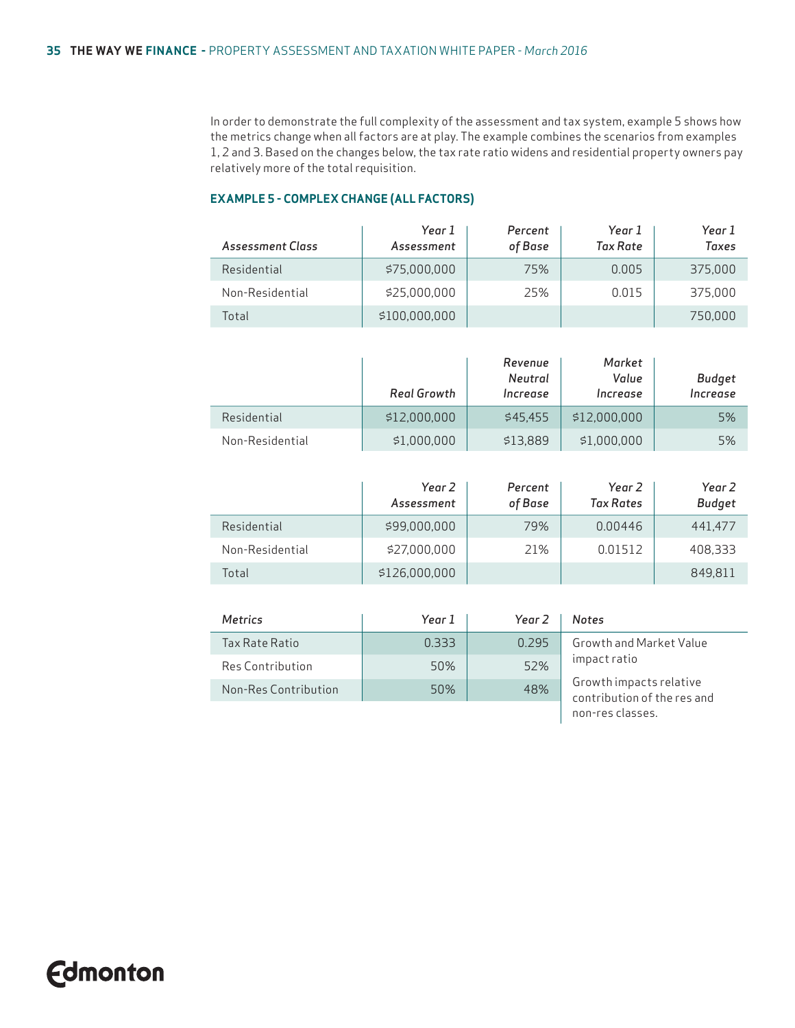In order to demonstrate the full complexity of the assessment and tax system, example 5 shows how the metrics change when all factors are at play. The example combines the scenarios from examples 1, 2 and 3. Based on the changes below, the tax rate ratio widens and residential property owners pay relatively more of the total requisition.

### EXAMPLE 5 - COMPLEX CHANGE (ALL FACTORS)

| *Assessment Class* | *Year 1 Assessment* | *Percent of Base* | *Year 1 Tax Rate* | *Year 1 Taxes* |
|---|---|---|---|---|
| Residential | $75,000,000 | 75% | 0.005 | 375,000 |
| Non-Residential | $25,000,000 | 25% | 0.015 | 375,000 |
| Total | $100,000,000 | | | 750,000 |

| | *Real Growth* | *Revenue Neutral Increase* | *Market Value Increase* | *Budget Increase* |
|---|---|---|---|---|
| Residential | $12,000,000 | $45,455 | $12,000,000 | 5% |
| Non-Residential | $1,000,000 | $13,889 | $1,000,000 | 5% |

| | *Year 2 Assessment* | *Percent of Base* | *Year 2 Tax Rates* | *Year 2 Budget* |
|---|---|---|---|---|
| Residential | $99,000,000 | 79% | 0.00446 | 441,477 |
| Non-Residential | $27,000,000 | 21% | 0.01512 | 408,333 |
| Total | $126,000,000 | | | 849,811 |

| *Metrics* | *Year 1* | *Year 2* | *Notes* |
|---|---|---|---|
| Tax Rate Ratio | 0.333 | 0.295 | Growth and Market Value impact ratio |
| Res Contribution | 50% | 52% | Growth impacts relative contribution of the res and non-res classes. |
| Non-Res Contribution | 50% | 48% | |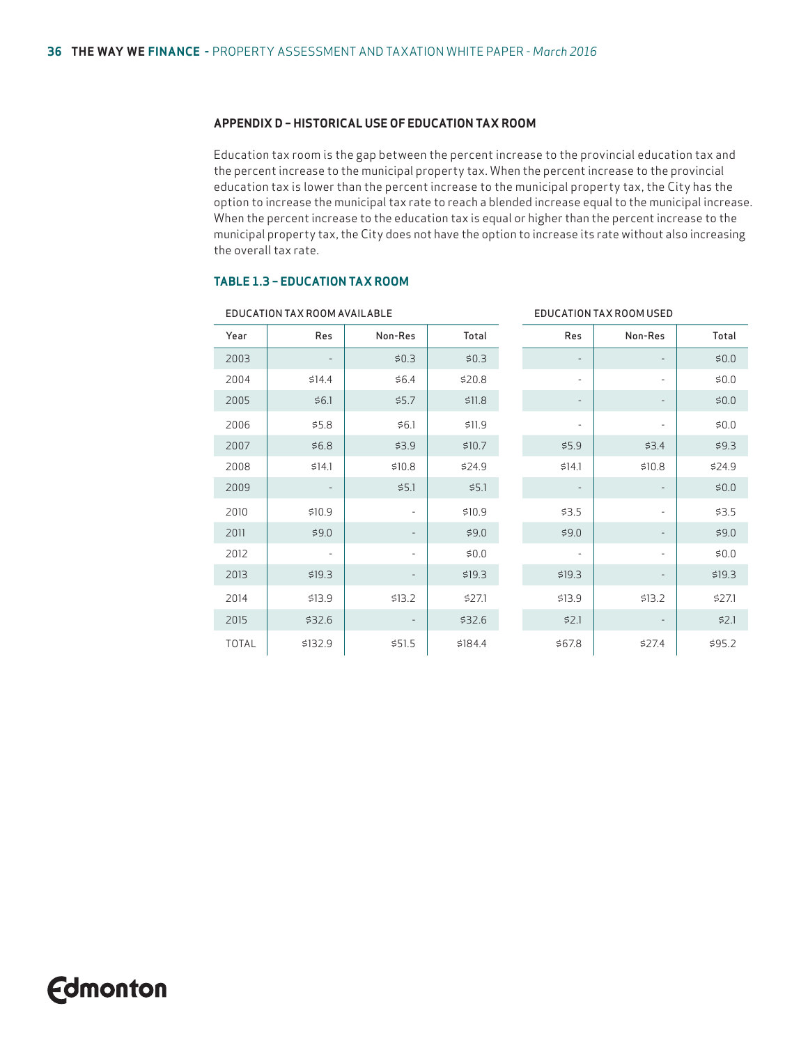### APPENDIX D – HISTORICAL USE OF EDUCATION TAX ROOM

Education tax room is the gap between the percent increase to the provincial education tax and the percent increase to the municipal property tax. When the percent increase to the provincial education tax is lower than the percent increase to the municipal property tax, the City has the option to increase the municipal tax rate to reach a blended increase equal to the municipal increase. When the percent increase to the education tax is equal or higher than the percent increase to the municipal property tax, the City does not have the option to increase its rate without also increasing the overall tax rate.

#### TABLE 1.3 – EDUCATION TAX ROOM

| | EDUCATION TAX ROOM AVAILABLE | | | EDUCATION TAX ROOM USED | | |
|---|---|---|---|---|---|---|
| Year | Res | Non-Res | Total | Res | Non-Res | Total |
| 2003 | - | $0.3 | $0.3 | - | - | $0.0 |
| 2004 | $14.4 | $6.4 | $20.8 | - | - | $0.0 |
| 2005 | $6.1 | $5.7 | $11.8 | - | - | $0.0 |
| 2006 | $5.8 | $6.1 | $11.9 | - | - | $0.0 |
| 2007 | $6.8 | $3.9 | $10.7 | $5.9 | $3.4 | $9.3 |
| 2008 | $14.1 | $10.8 | $24.9 | $14.1 | $10.8 | $24.9 |
| 2009 | - | $5.1 | $5.1 | - | - | $0.0 |
| 2010 | $10.9 | - | $10.9 | $3.5 | - | $3.5 |
| 2011 | $9.0 | - | $9.0 | $9.0 | - | $9.0 |
| 2012 | - | - | $0.0 | - | - | $0.0 |
| 2013 | $19.3 | - | $19.3 | $19.3 | - | $19.3 |
| 2014 | $13.9 | $13.2 | $27.1 | $13.9 | $13.2 | $27.1 |
| 2015 | $32.6 | - | $32.6 | $2.1 | - | $2.1 |
| TOTAL | $132.9 | $51.5 | $184.4 | $67.8 | $27.4 | $95.2 |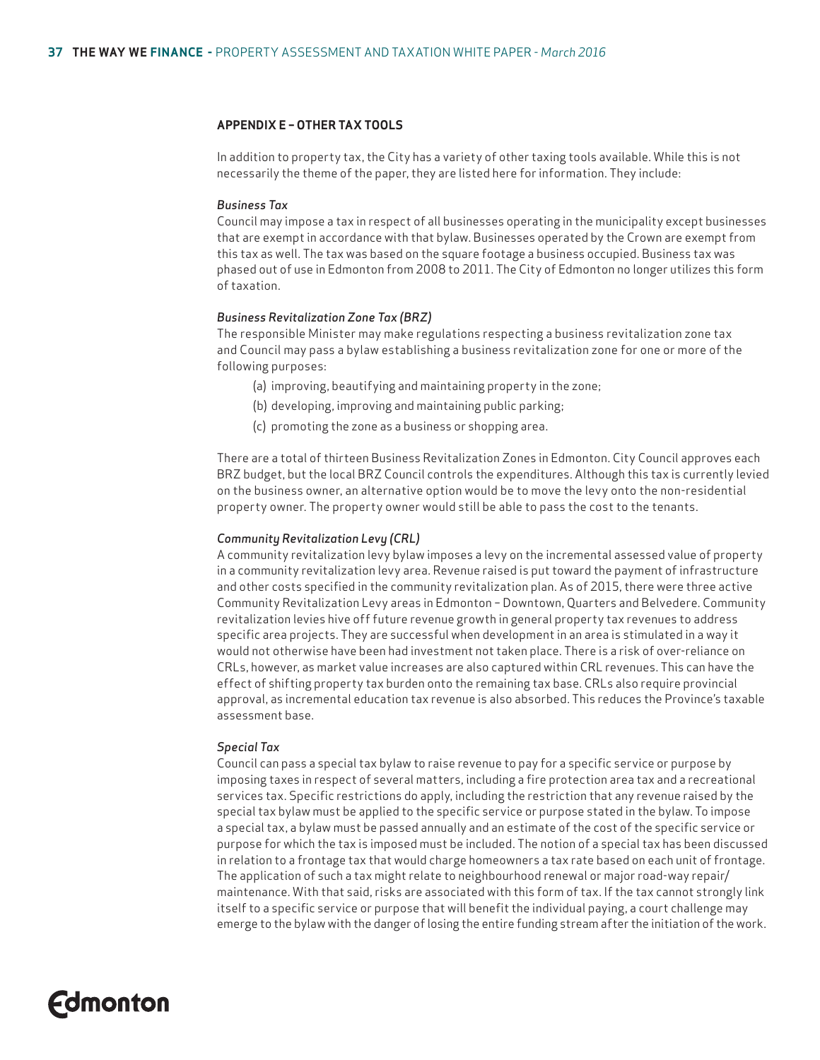## APPENDIX E – OTHER TAX TOOLS

In addition to property tax, the City has a variety of other taxing tools available. While this is not necessarily the theme of the paper, they are listed here for information. They include:

### *Business Tax*

Council may impose a tax in respect of all businesses operating in the municipality except businesses that are exempt in accordance with that bylaw. Businesses operated by the Crown are exempt from this tax as well. The tax was based on the square footage a business occupied. Business tax was phased out of use in Edmonton from 2008 to 2011. The City of Edmonton no longer utilizes this form of taxation.

### *Business Revitalization Zone Tax (BRZ)*

The responsible Minister may make regulations respecting a business revitalization zone tax and Council may pass a bylaw establishing a business revitalization zone for one or more of the following purposes:

(a) improving, beautifying and maintaining property in the zone;
(b) developing, improving and maintaining public parking;
(c) promoting the zone as a business or shopping area.

There are a total of thirteen Business Revitalization Zones in Edmonton. City Council approves each BRZ budget, but the local BRZ Council controls the expenditures. Although this tax is currently levied on the business owner, an alternative option would be to move the levy onto the non-residential property owner. The property owner would still be able to pass the cost to the tenants.

### *Community Revitalization Levy (CRL)*

A community revitalization levy bylaw imposes a levy on the incremental assessed value of property in a community revitalization levy area. Revenue raised is put toward the payment of infrastructure and other costs specified in the community revitalization plan. As of 2015, there were three active Community Revitalization Levy areas in Edmonton – Downtown, Quarters and Belvedere. Community revitalization levies hive off future revenue growth in general property tax revenues to address specific area projects. They are successful when development in an area is stimulated in a way it would not otherwise have been had investment not taken place. There is a risk of over-reliance on CRLs, however, as market value increases are also captured within CRL revenues. This can have the effect of shifting property tax burden onto the remaining tax base. CRLs also require provincial approval, as incremental education tax revenue is also absorbed. This reduces the Province's taxable assessment base.

### *Special Tax*

Council can pass a special tax bylaw to raise revenue to pay for a specific service or purpose by imposing taxes in respect of several matters, including a fire protection area tax and a recreational services tax. Specific restrictions do apply, including the restriction that any revenue raised by the special tax bylaw must be applied to the specific service or purpose stated in the bylaw. To impose a special tax, a bylaw must be passed annually and an estimate of the cost of the specific service or purpose for which the tax is imposed must be included. The notion of a special tax has been discussed in relation to a frontage tax that would charge homeowners a tax rate based on each unit of frontage. The application of such a tax might relate to neighbourhood renewal or major road-way repair/maintenance. With that said, risks are associated with this form of tax. If the tax cannot strongly link itself to a specific service or purpose that will benefit the individual paying, a court challenge may emerge to the bylaw with the danger of losing the entire funding stream after the initiation of the work.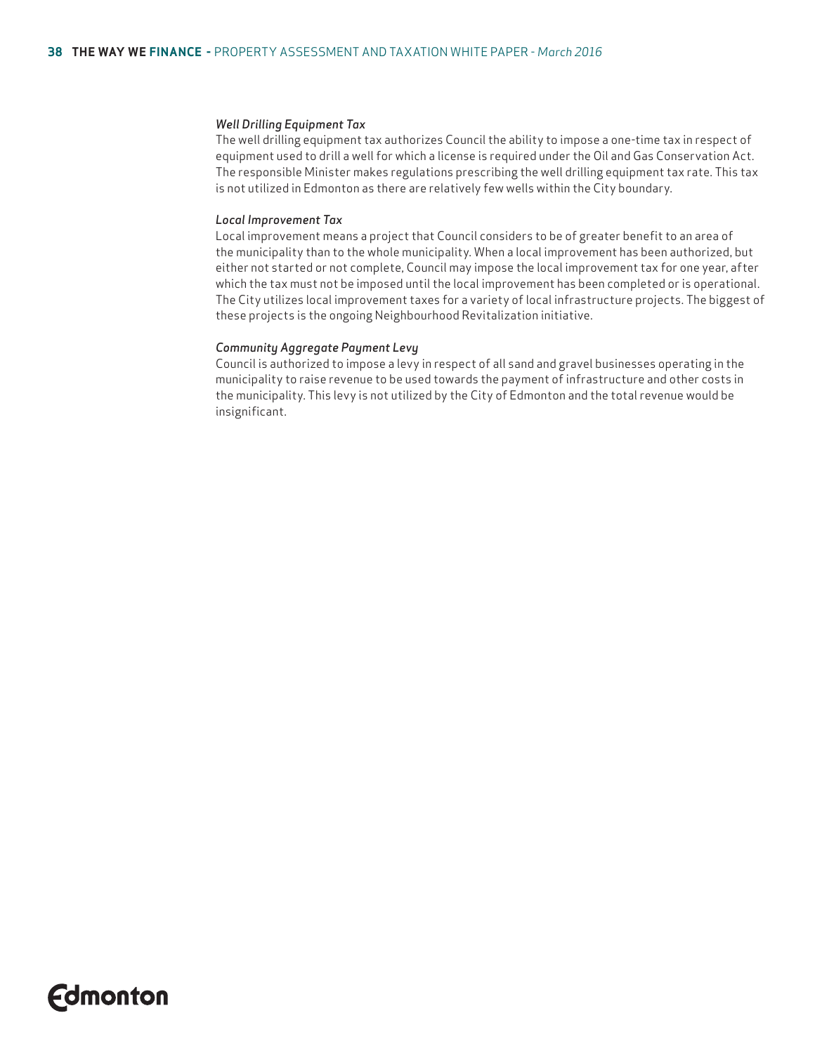*Well Drilling Equipment Tax*

The well drilling equipment tax authorizes Council the ability to impose a one-time tax in respect of equipment used to drill a well for which a license is required under the Oil and Gas Conservation Act. The responsible Minister makes regulations prescribing the well drilling equipment tax rate. This tax is not utilized in Edmonton as there are relatively few wells within the City boundary.

*Local Improvement Tax*

Local improvement means a project that Council considers to be of greater benefit to an area of the municipality than to the whole municipality. When a local improvement has been authorized, but either not started or not complete, Council may impose the local improvement tax for one year, after which the tax must not be imposed until the local improvement has been completed or is operational. The City utilizes local improvement taxes for a variety of local infrastructure projects. The biggest of these projects is the ongoing Neighbourhood Revitalization initiative.

*Community Aggregate Payment Levy*

Council is authorized to impose a levy in respect of all sand and gravel businesses operating in the municipality to raise revenue to be used towards the payment of infrastructure and other costs in the municipality. This levy is not utilized by the City of Edmonton and the total revenue would be insignificant.